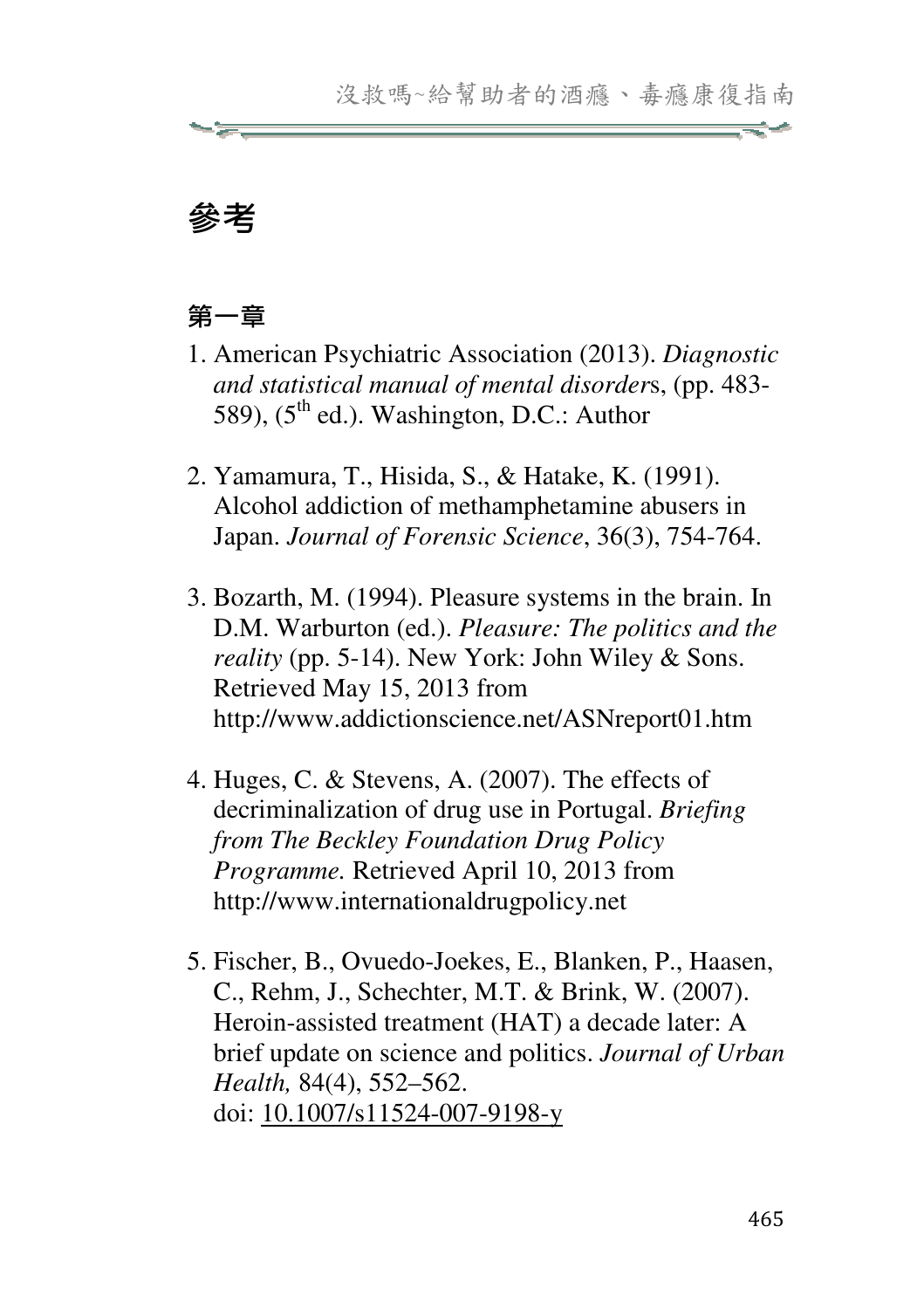# 參考

## 第一章

1. American Psychiatric Association (2013). *Diagnostic and statistical manual of mental disorder*s, (pp. 483-589), (5th ed.). Washington, D.C.: Author

2. Yamamura, T., Hisida, S., & Hatake, K. (1991). Alcohol addiction of methamphetamine abusers in Japan. *Journal of Forensic Science*, 36(3), 754-764.

3. Bozarth, M. (1994). Pleasure systems in the brain. In D.M. Warburton (ed.). *Pleasure: The politics and the reality* (pp. 5-14). New York: John Wiley & Sons. Retrieved May 15, 2013 from http://www.addictionscience.net/ASNreport01.htm

4. Huges, C. & Stevens, A. (2007). The effects of decriminalization of drug use in Portugal. *Briefing from The Beckley Foundation Drug Policy Programme.* Retrieved April 10, 2013 from http://www.internationaldrugpolicy.net

5. Fischer, B., Ovuedo-Joekes, E., Blanken, P., Haasen, C., Rehm, J., Schechter, M.T. & Brink, W. (2007). Heroin-assisted treatment (HAT) a decade later: A brief update on science and politics. *Journal of Urban Health,* 84(4), 552–562. doi: 10.1007/s11524-007-9198-y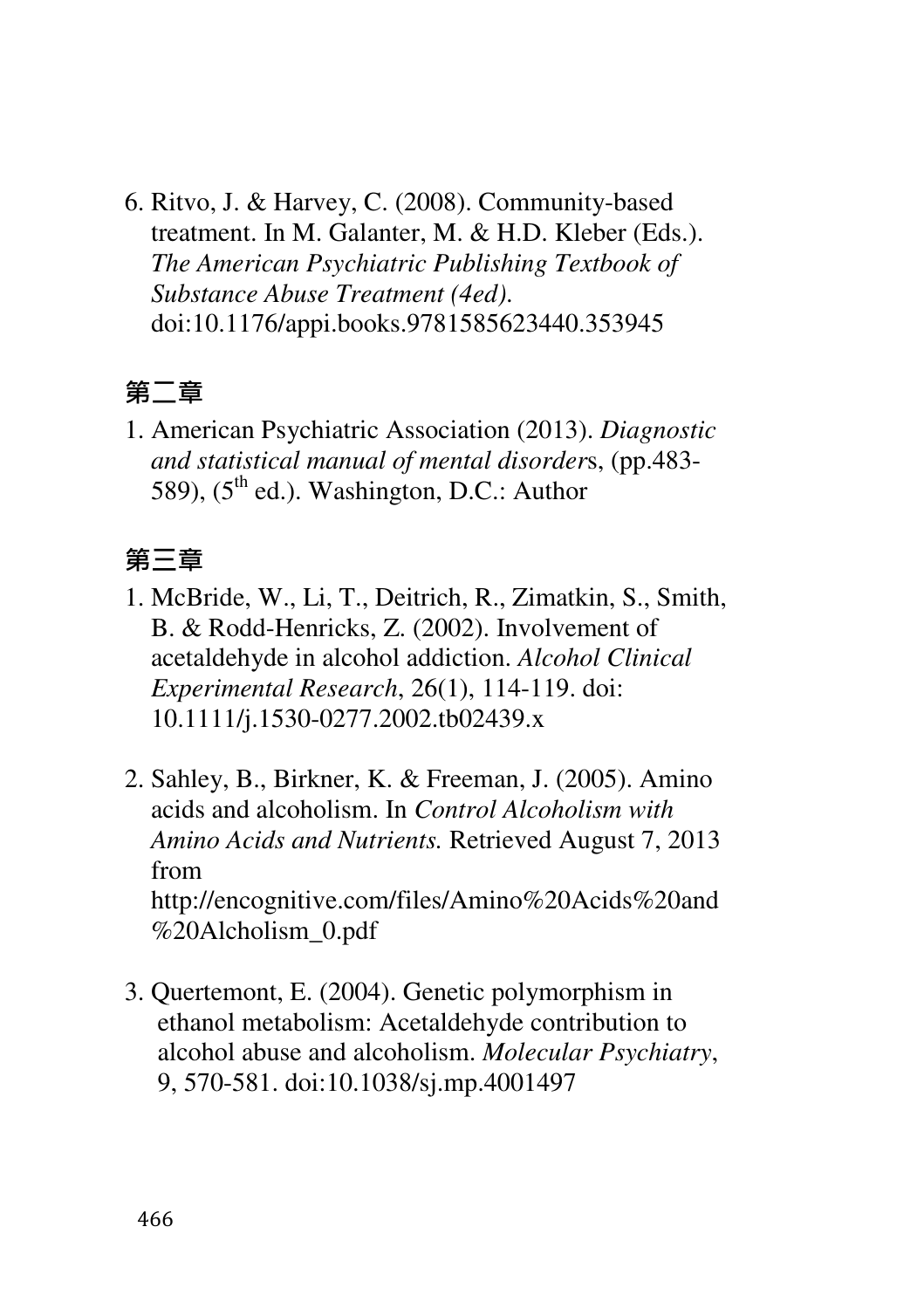6. Ritvo, J. & Harvey, C. (2008). Community-based treatment. In M. Galanter, M. & H.D. Kleber (Eds.). *The American Psychiatric Publishing Textbook of Substance Abuse Treatment (4ed).* doi:10.1176/appi.books.9781585623440.353945

## 第二章

1. American Psychiatric Association (2013). *Diagnostic and statistical manual of mental disorder*s, (pp.483-589), (5th ed.). Washington, D.C.: Author

## 第三章

1. McBride, W., Li, T., Deitrich, R., Zimatkin, S., Smith, B. & Rodd-Henricks, Z. (2002). Involvement of acetaldehyde in alcohol addiction. *Alcohol Clinical Experimental Research*, 26(1), 114-119. doi: 10.1111/j.1530-0277.2002.tb02439.x

2. Sahley, B., Birkner, K. & Freeman, J. (2005). Amino acids and alcoholism. In *Control Alcoholism with Amino Acids and Nutrients.* Retrieved August 7, 2013 from http://encognitive.com/files/Amino%20Acids%20and%20Alcholism_0.pdf

3. Quertemont, E. (2004). Genetic polymorphism in ethanol metabolism: Acetaldehyde contribution to alcohol abuse and alcoholism. *Molecular Psychiatry*, 9, 570-581. doi:10.1038/sj.mp.4001497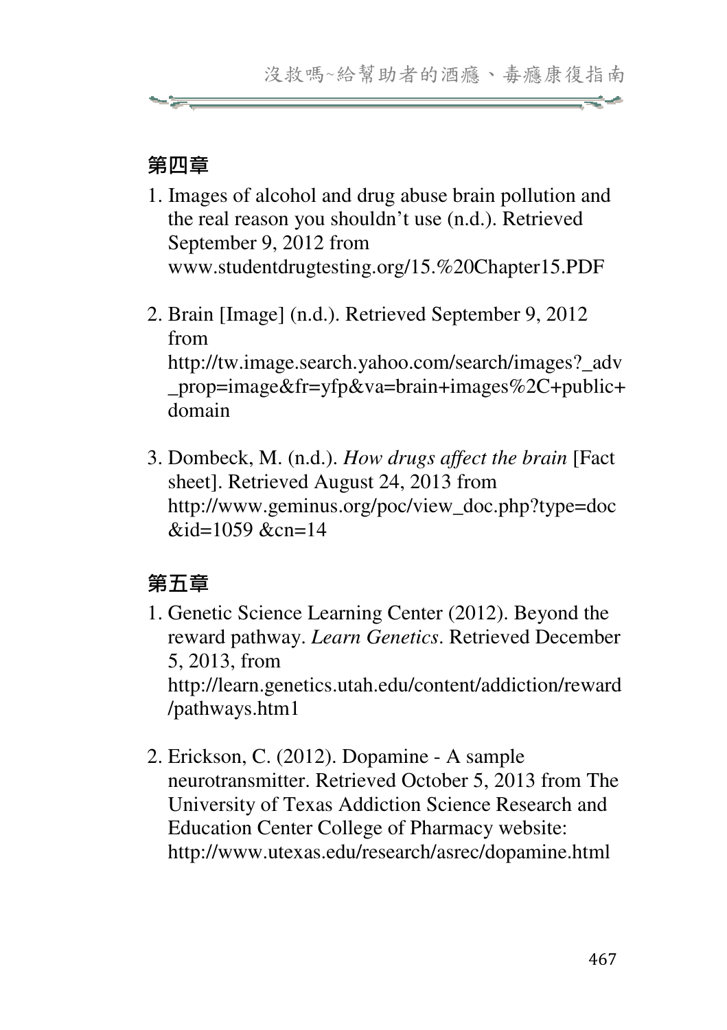## 第四章

1. Images of alcohol and drug abuse brain pollution and the real reason you shouldn't use (n.d.). Retrieved September 9, 2012 from www.studentdrugtesting.org/15.%20Chapter15.PDF

2. Brain [Image] (n.d.). Retrieved September 9, 2012 from http://tw.image.search.yahoo.com/search/images?_adv_prop=image&fr=yfp&va=brain+images%2C+public+domain

3. Dombeck, M. (n.d.). *How drugs affect the brain* [Fact sheet]. Retrieved August 24, 2013 from http://www.geminus.org/poc/view_doc.php?type=doc&id=1059 &cn=14

## 第五章

1. Genetic Science Learning Center (2012). Beyond the reward pathway. *Learn Genetics*. Retrieved December 5, 2013, from http://learn.genetics.utah.edu/content/addiction/reward/pathways.htm1

2. Erickson, C. (2012). Dopamine - A sample neurotransmitter. Retrieved October 5, 2013 from The University of Texas Addiction Science Research and Education Center College of Pharmacy website: http://www.utexas.edu/research/asrec/dopamine.html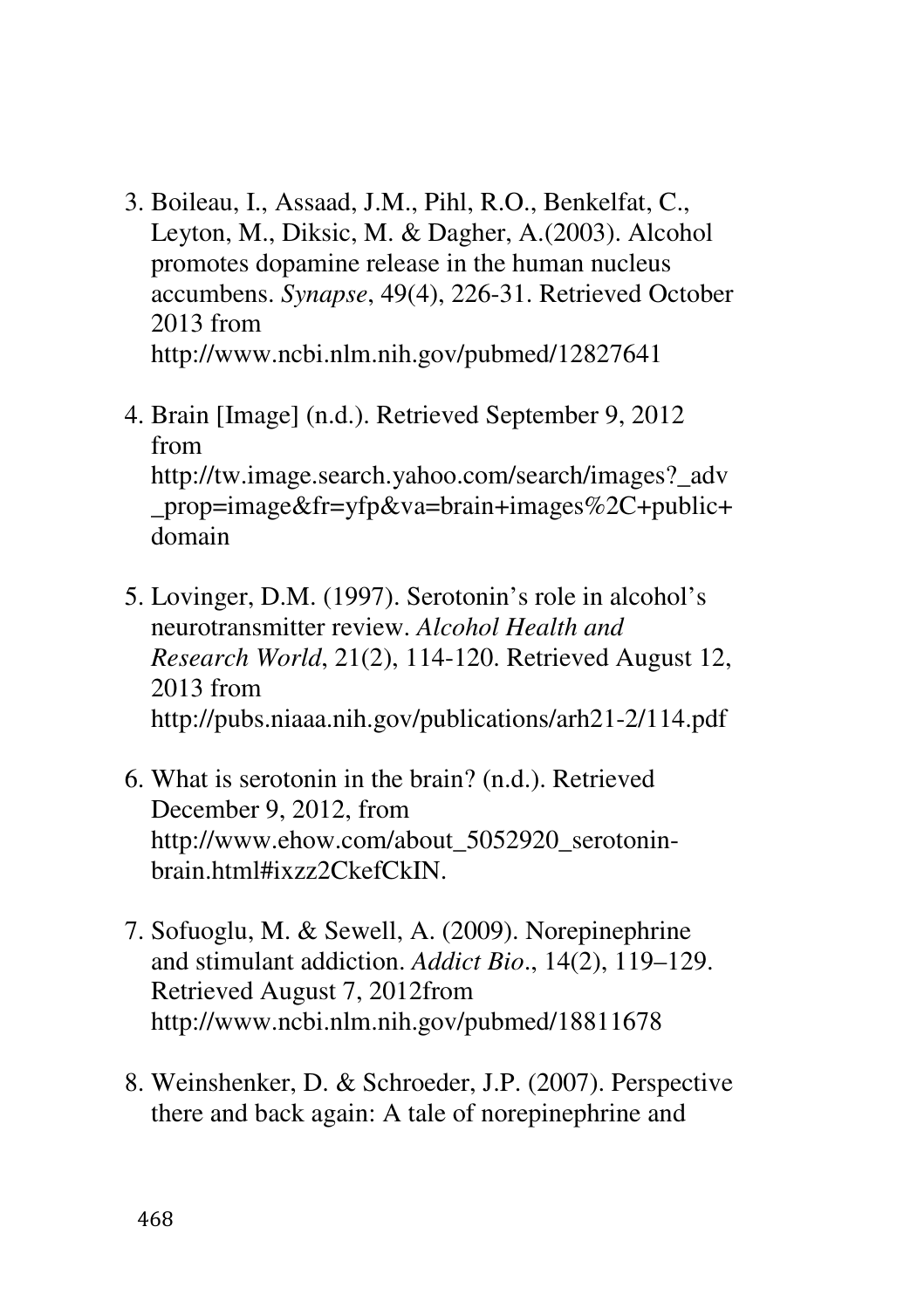3. Boileau, I., Assaad, J.M., Pihl, R.O., Benkelfat, C., Leyton, M., Diksic, M. & Dagher, A.(2003). Alcohol promotes dopamine release in the human nucleus accumbens. *Synapse*, 49(4), 226-31. Retrieved October 2013 from http://www.ncbi.nlm.nih.gov/pubmed/12827641

4. Brain [Image] (n.d.). Retrieved September 9, 2012 from http://tw.image.search.yahoo.com/search/images?_adv_prop=image&fr=yfp&va=brain+images%2C+public+domain

5. Lovinger, D.M. (1997). Serotonin's role in alcohol's neurotransmitter review. *Alcohol Health and Research World*, 21(2), 114-120. Retrieved August 12, 2013 from http://pubs.niaaa.nih.gov/publications/arh21-2/114.pdf

6. What is serotonin in the brain? (n.d.). Retrieved December 9, 2012, from http://www.ehow.com/about_5052920_serotonin-brain.html#ixzz2CkefCkIN.

7. Sofuoglu, M. & Sewell, A. (2009). Norepinephrine and stimulant addiction. *Addict Bio*., 14(2), 119–129. Retrieved August 7, 2012from http://www.ncbi.nlm.nih.gov/pubmed/18811678

8. Weinshenker, D. & Schroeder, J.P. (2007). Perspective there and back again: A tale of norepinephrine and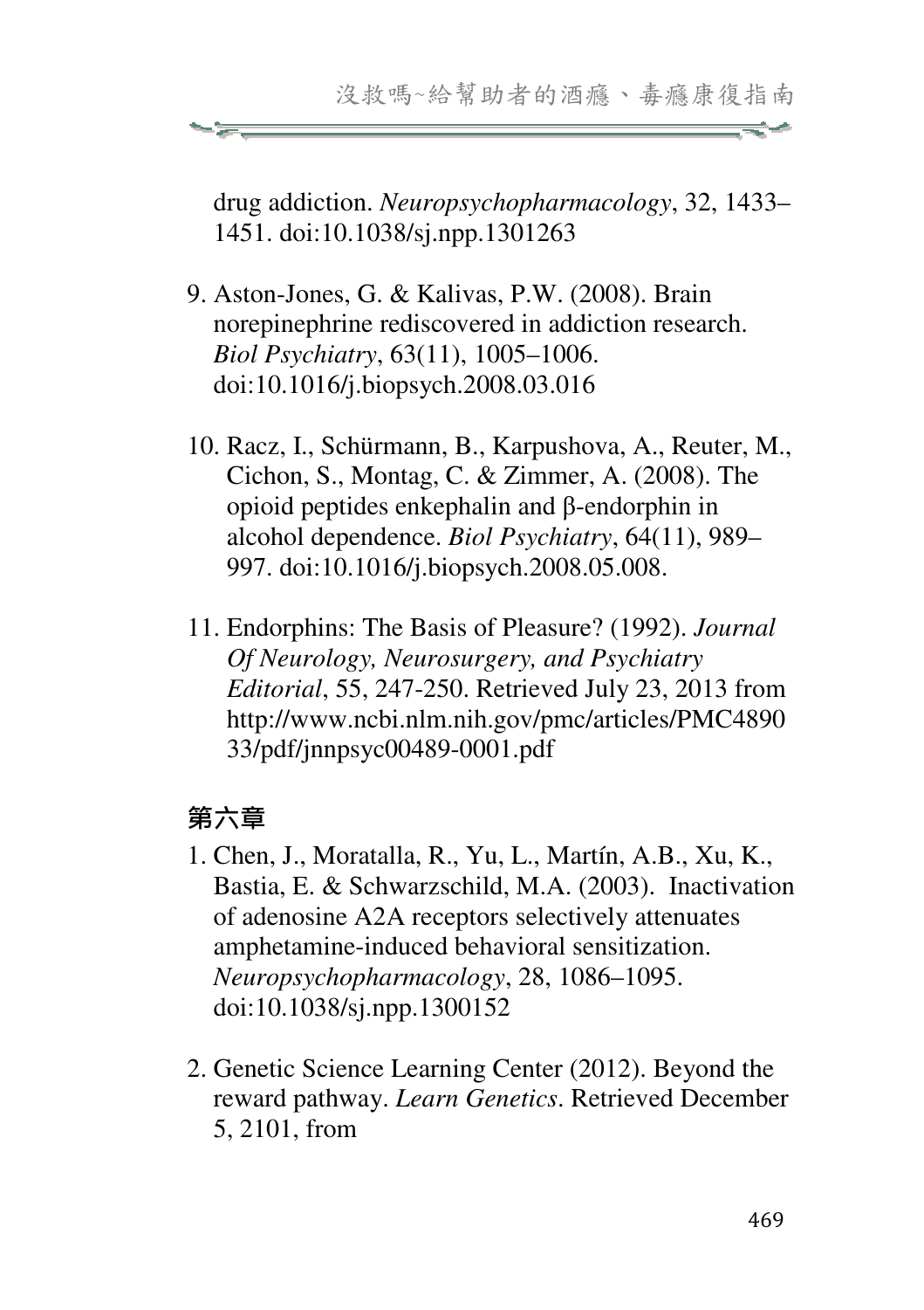drug addiction. *Neuropsychopharmacology*, 32, 1433–1451. doi:10.1038/sj.npp.1301263

9. Aston-Jones, G. & Kalivas, P.W. (2008). Brain norepinephrine rediscovered in addiction research. *Biol Psychiatry*, 63(11), 1005–1006. doi:10.1016/j.biopsych.2008.03.016

10. Racz, I., Schürmann, B., Karpushova, A., Reuter, M., Cichon, S., Montag, C. & Zimmer, A. (2008). The opioid peptides enkephalin and β-endorphin in alcohol dependence. *Biol Psychiatry*, 64(11), 989–997. doi:10.1016/j.biopsych.2008.05.008.

11. Endorphins: The Basis of Pleasure? (1992). *Journal Of Neurology, Neurosurgery, and Psychiatry Editorial*, 55, 247-250. Retrieved July 23, 2013 from http://www.ncbi.nlm.nih.gov/pmc/articles/PMC489033/pdf/jnnpsyc00489-0001.pdf

## 第六章

1. Chen, J., Moratalla, R., Yu, L., Martín, A.B., Xu, K., Bastia, E. & Schwarzschild, M.A. (2003). Inactivation of adenosine A2A receptors selectively attenuates amphetamine-induced behavioral sensitization. *Neuropsychopharmacology*, 28, 1086–1095. doi:10.1038/sj.npp.1300152

2. Genetic Science Learning Center (2012). Beyond the reward pathway. *Learn Genetics*. Retrieved December 5, 2101, from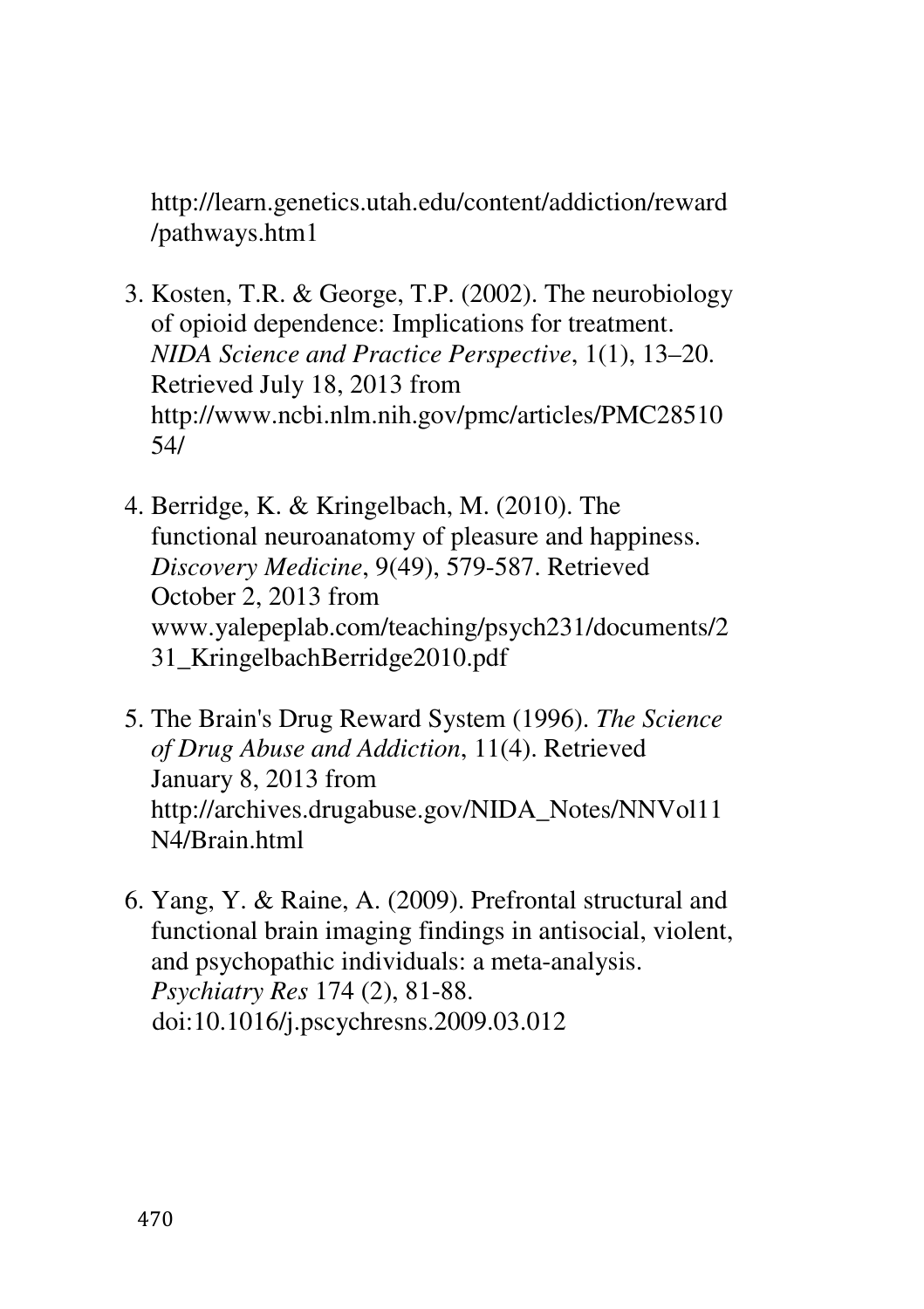http://learn.genetics.utah.edu/content/addiction/reward/pathways.htm1

3. Kosten, T.R. & George, T.P. (2002). The neurobiology of opioid dependence: Implications for treatment. *NIDA Science and Practice Perspective*, 1(1), 13–20. Retrieved July 18, 2013 from http://www.ncbi.nlm.nih.gov/pmc/articles/PMC2851054/

4. Berridge, K. & Kringelbach, M. (2010). The functional neuroanatomy of pleasure and happiness. *Discovery Medicine*, 9(49), 579-587. Retrieved October 2, 2013 from www.yalepeplab.com/teaching/psych231/documents/231_KringelbachBerridge2010.pdf

5. The Brain's Drug Reward System (1996). *The Science of Drug Abuse and Addiction*, 11(4). Retrieved January 8, 2013 from http://archives.drugabuse.gov/NIDA_Notes/NNVol11N4/Brain.html

6. Yang, Y. & Raine, A. (2009). Prefrontal structural and functional brain imaging findings in antisocial, violent, and psychopathic individuals: a meta-analysis. *Psychiatry Res* 174 (2), 81-88. doi:10.1016/j.pscychresns.2009.03.012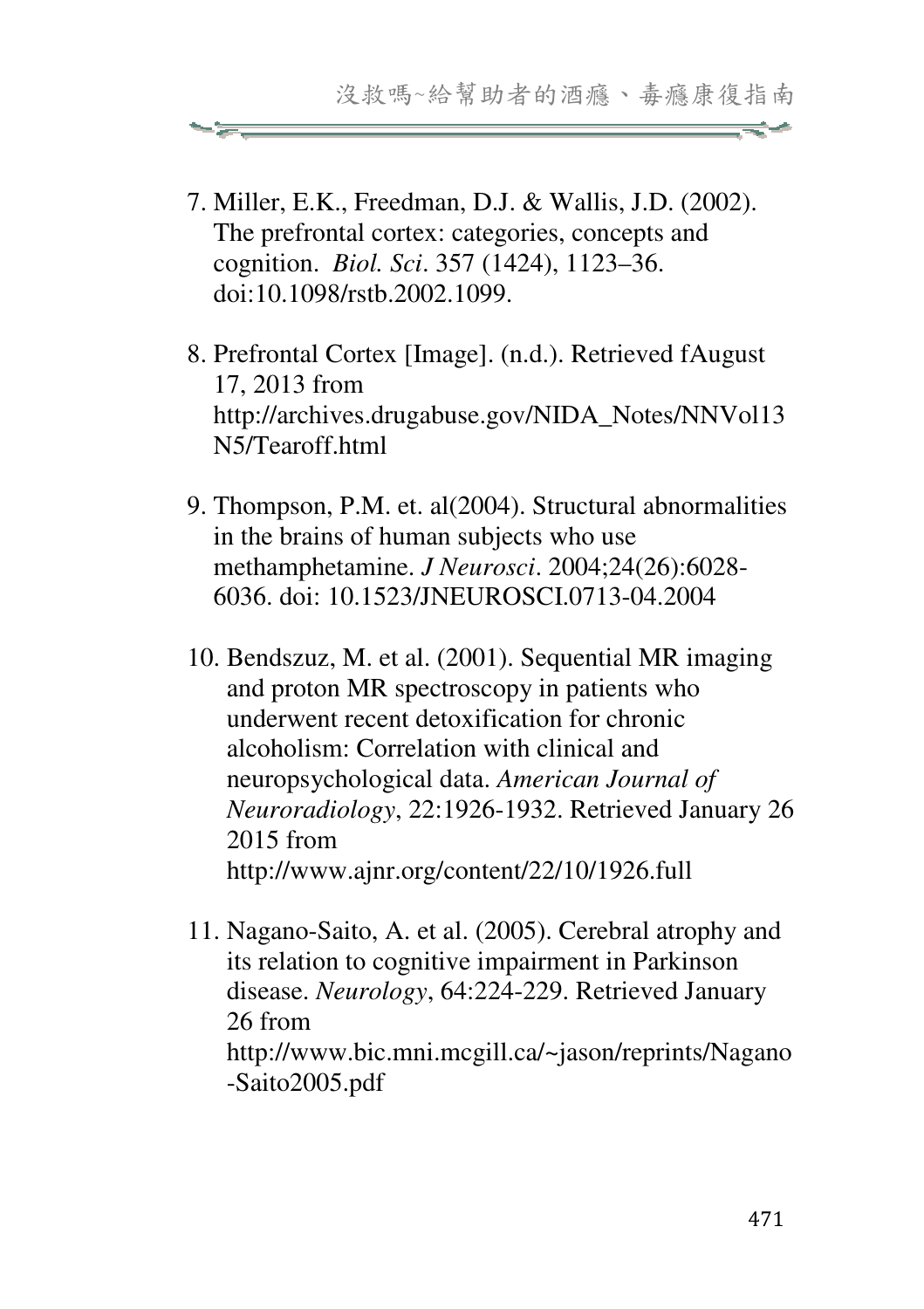7. Miller, E.K., Freedman, D.J. & Wallis, J.D. (2002). The prefrontal cortex: categories, concepts and cognition. *Biol. Sci*. 357 (1424), 1123–36. doi:10.1098/rstb.2002.1099.

8. Prefrontal Cortex [Image]. (n.d.). Retrieved fAugust 17, 2013 from http://archives.drugabuse.gov/NIDA_Notes/NNVol13N5/Tearoff.html

9. Thompson, P.M. et. al(2004). Structural abnormalities in the brains of human subjects who use methamphetamine. *J Neurosci*. 2004;24(26):6028-6036. doi: 10.1523/JNEUROSCI.0713-04.2004

10. Bendszuz, M. et al. (2001). Sequential MR imaging and proton MR spectroscopy in patients who underwent recent detoxification for chronic alcoholism: Correlation with clinical and neuropsychological data. *American Journal of Neuroradiology*, 22:1926-1932. Retrieved January 26 2015 from http://www.ajnr.org/content/22/10/1926.full

11. Nagano-Saito, A. et al. (2005). Cerebral atrophy and its relation to cognitive impairment in Parkinson disease. *Neurology*, 64:224-229. Retrieved January 26 from http://www.bic.mni.mcgill.ca/~jason/reprints/Nagano-Saito2005.pdf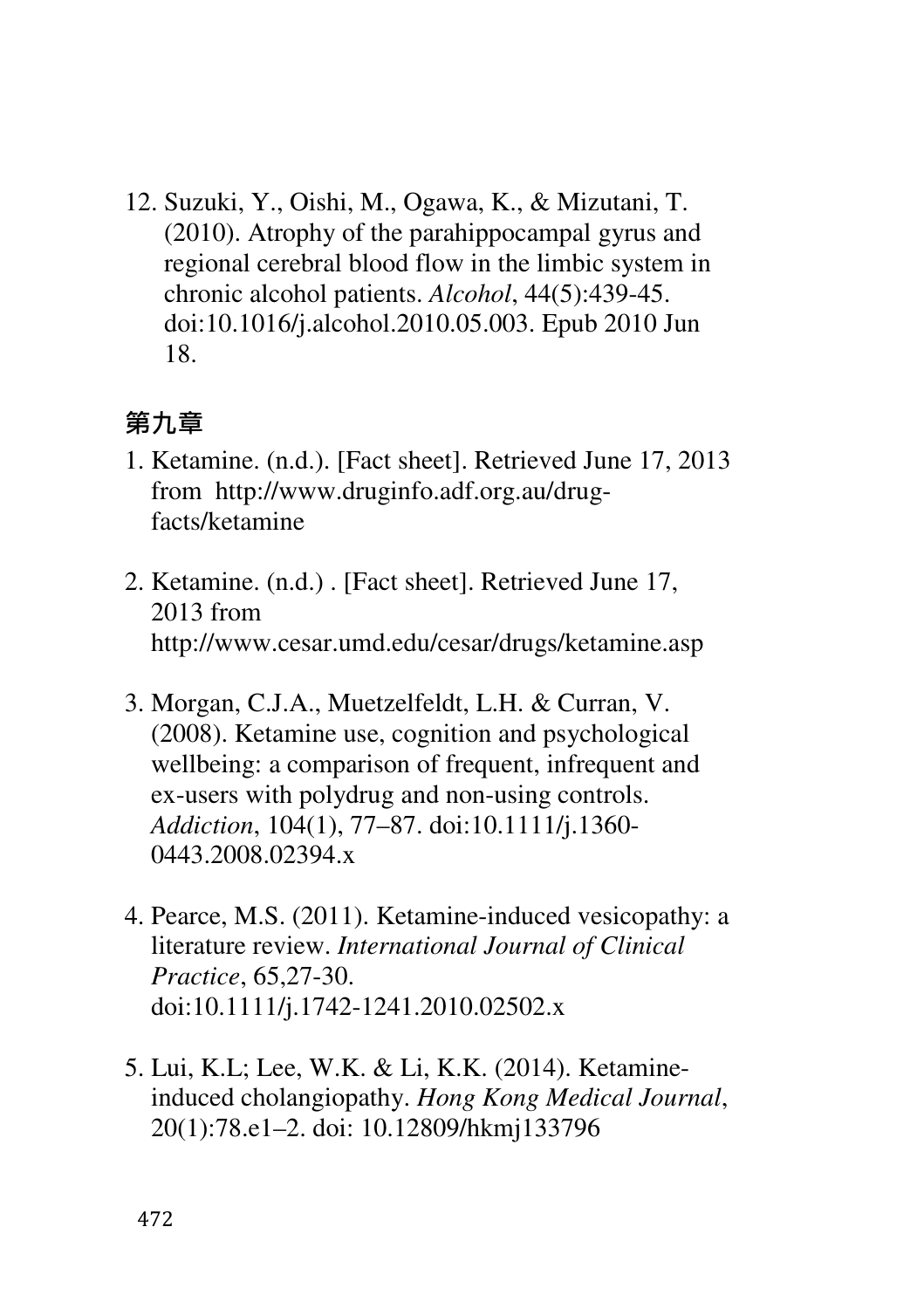12. Suzuki, Y., Oishi, M., Ogawa, K., & Mizutani, T. (2010). Atrophy of the parahippocampal gyrus and regional cerebral blood flow in the limbic system in chronic alcohol patients. *Alcohol*, 44(5):439-45. doi:10.1016/j.alcohol.2010.05.003. Epub 2010 Jun 18.

## 第九章

1. Ketamine. (n.d.). [Fact sheet]. Retrieved June 17, 2013 from http://www.druginfo.adf.org.au/drug-facts/ketamine

2. Ketamine. (n.d.) . [Fact sheet]. Retrieved June 17, 2013 from http://www.cesar.umd.edu/cesar/drugs/ketamine.asp

3. Morgan, C.J.A., Muetzelfeldt, L.H. & Curran, V. (2008). Ketamine use, cognition and psychological wellbeing: a comparison of frequent, infrequent and ex-users with polydrug and non-using controls. *Addiction*, 104(1), 77–87. doi:10.1111/j.1360-0443.2008.02394.x

4. Pearce, M.S. (2011). Ketamine-induced vesicopathy: a literature review. *International Journal of Clinical Practice*, 65,27-30. doi:10.1111/j.1742-1241.2010.02502.x

5. Lui, K.L; Lee, W.K. & Li, K.K. (2014). Ketamine-induced cholangiopathy. *Hong Kong Medical Journal*, 20(1):78.e1–2. doi: 10.12809/hkmj133796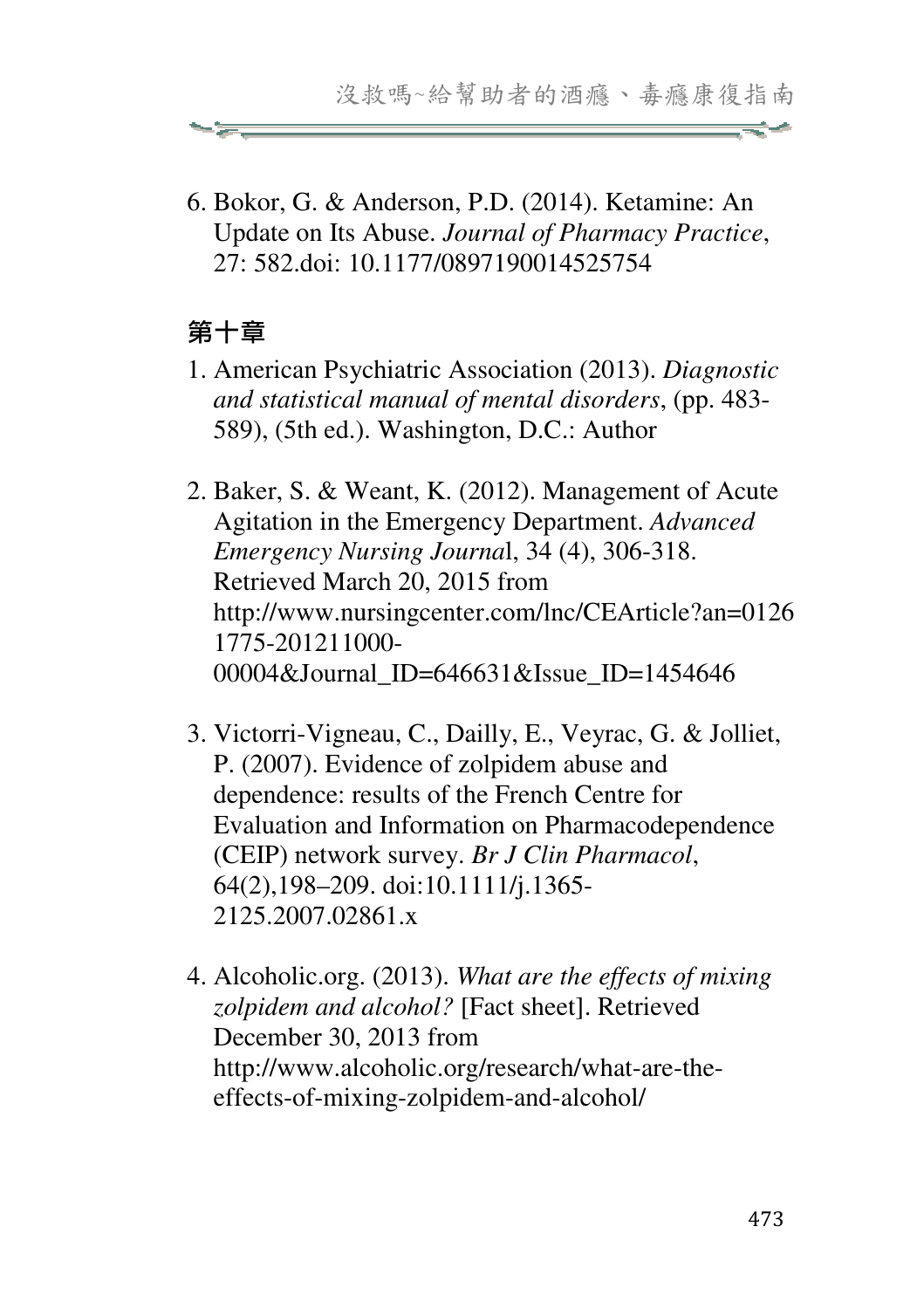6. Bokor, G. & Anderson, P.D. (2014). Ketamine: An Update on Its Abuse. *Journal of Pharmacy Practice*, 27: 582.doi: 10.1177/0897190014525754

## 第十章

1. American Psychiatric Association (2013). *Diagnostic and statistical manual of mental disorders*, (pp. 483-589), (5th ed.). Washington, D.C.: Author

2. Baker, S. & Weant, K. (2012). Management of Acute Agitation in the Emergency Department. *Advanced Emergency Nursing Journa*l, 34 (4), 306-318. Retrieved March 20, 2015 from http://www.nursingcenter.com/lnc/CEArticle?an=01261775-201211000-00004&Journal_ID=646631&Issue_ID=1454646

3. Victorri-Vigneau, C., Dailly, E., Veyrac, G. & Jolliet, P. (2007). Evidence of zolpidem abuse and dependence: results of the French Centre for Evaluation and Information on Pharmacodependence (CEIP) network survey. *Br J Clin Pharmacol*, 64(2),198–209. doi:10.1111/j.1365-2125.2007.02861.x

4. Alcoholic.org. (2013). *What are the effects of mixing zolpidem and alcohol?* [Fact sheet]. Retrieved December 30, 2013 from http://www.alcoholic.org/research/what-are-the-effects-of-mixing-zolpidem-and-alcohol/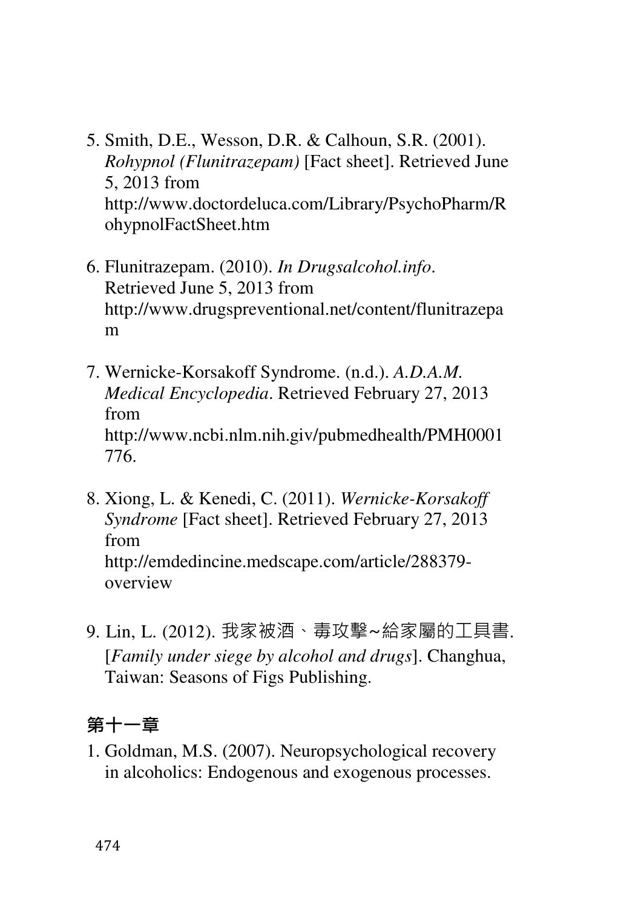5. Smith, D.E., Wesson, D.R. & Calhoun, S.R. (2001). *Rohypnol (Flunitrazepam)* [Fact sheet]. Retrieved June 5, 2013 from http://www.doctordeluca.com/Library/PsychoPharm/RohypnolFactSheet.htm

6. Flunitrazepam. (2010). *In Drugsalcohol.info*. Retrieved June 5, 2013 from http://www.drugspreventional.net/content/flunitrazepam

7. Wernicke-Korsakoff Syndrome. (n.d.). *A.D.A.M. Medical Encyclopedia*. Retrieved February 27, 2013 from http://www.ncbi.nlm.nih.giv/pubmedhealth/PMH0001776.

8. Xiong, L. & Kenedi, C. (2011). *Wernicke-Korsakoff Syndrome* [Fact sheet]. Retrieved February 27, 2013 from http://emdedincine.medscape.com/article/288379-overview

9. Lin, L. (2012). 我家被酒、毒攻擊~給家屬的工具書. [*Family under siege by alcohol and drugs*]. Changhua, Taiwan: Seasons of Figs Publishing.

## 第十一章

1. Goldman, M.S. (2007). Neuropsychological recovery in alcoholics: Endogenous and exogenous processes.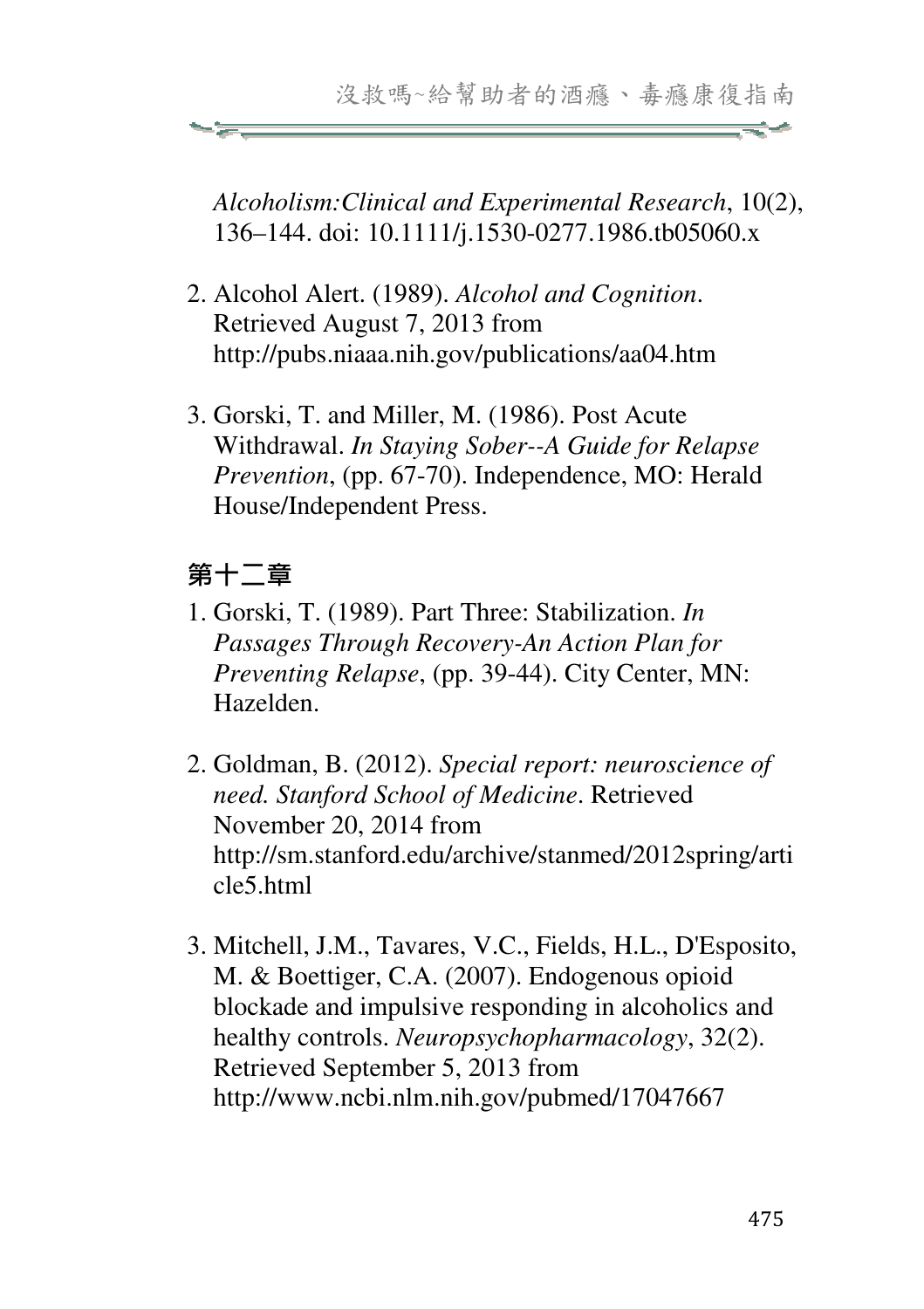*Alcoholism:Clinical and Experimental Research*, 10(2), 136–144. doi: 10.1111/j.1530-0277.1986.tb05060.x

2. Alcohol Alert. (1989). *Alcohol and Cognition*. Retrieved August 7, 2013 from http://pubs.niaaa.nih.gov/publications/aa04.htm

3. Gorski, T. and Miller, M. (1986). Post Acute Withdrawal. *In Staying Sober--A Guide for Relapse Prevention*, (pp. 67-70). Independence, MO: Herald House/Independent Press.

## 第十二章

1. Gorski, T. (1989). Part Three: Stabilization. *In Passages Through Recovery-An Action Plan for Preventing Relapse*, (pp. 39-44). City Center, MN: Hazelden.

2. Goldman, B. (2012). *Special report: neuroscience of need. Stanford School of Medicine*. Retrieved November 20, 2014 from http://sm.stanford.edu/archive/stanmed/2012spring/article5.html

3. Mitchell, J.M., Tavares, V.C., Fields, H.L., D'Esposito, M. & Boettiger, C.A. (2007). Endogenous opioid blockade and impulsive responding in alcoholics and healthy controls. *Neuropsychopharmacology*, 32(2). Retrieved September 5, 2013 from http://www.ncbi.nlm.nih.gov/pubmed/17047667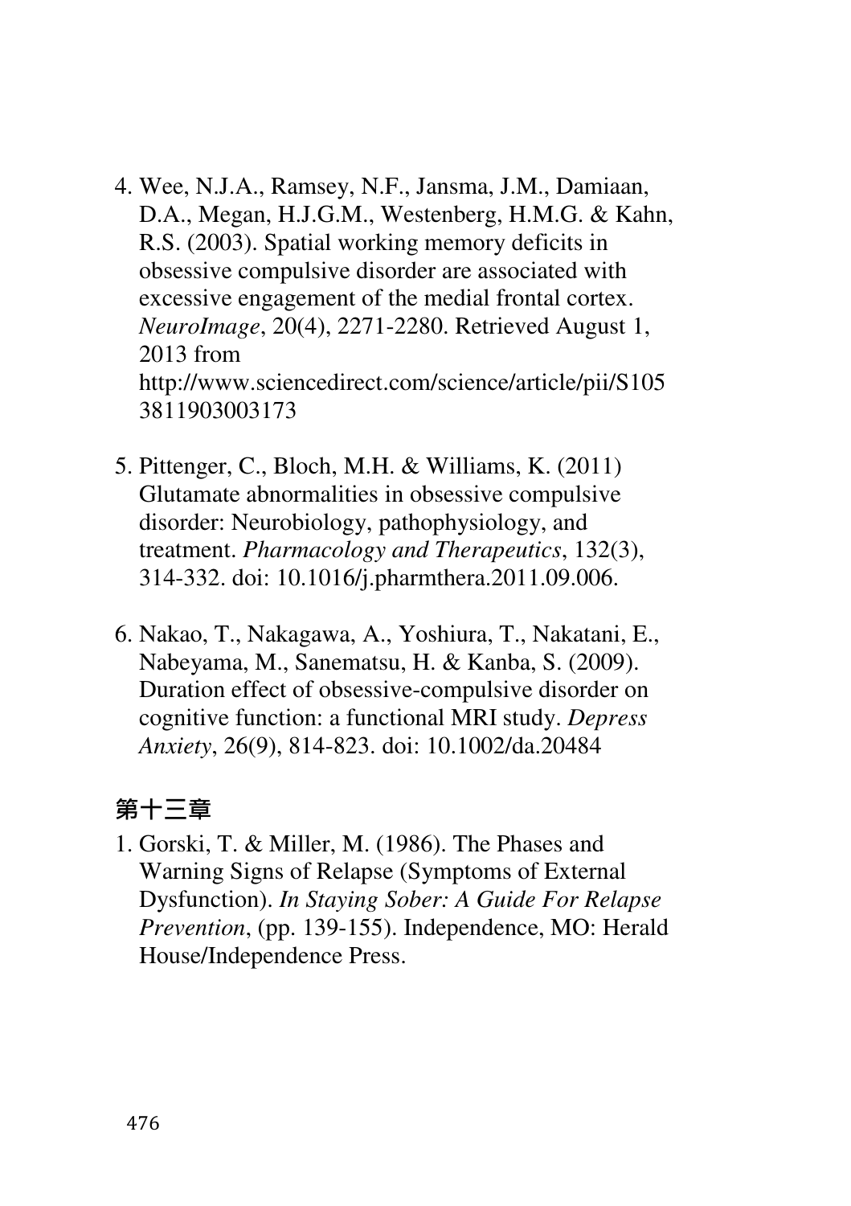4. Wee, N.J.A., Ramsey, N.F., Jansma, J.M., Damiaan, D.A., Megan, H.J.G.M., Westenberg, H.M.G. & Kahn, R.S. (2003). Spatial working memory deficits in obsessive compulsive disorder are associated with excessive engagement of the medial frontal cortex. *NeuroImage*, 20(4), 2271-2280. Retrieved August 1, 2013 from http://www.sciencedirect.com/science/article/pii/S1053811903003173

5. Pittenger, C., Bloch, M.H. & Williams, K. (2011) Glutamate abnormalities in obsessive compulsive disorder: Neurobiology, pathophysiology, and treatment. *Pharmacology and Therapeutics*, 132(3), 314-332. doi: 10.1016/j.pharmthera.2011.09.006.

6. Nakao, T., Nakagawa, A., Yoshiura, T., Nakatani, E., Nabeyama, M., Sanematsu, H. & Kanba, S. (2009). Duration effect of obsessive-compulsive disorder on cognitive function: a functional MRI study. *Depress Anxiety*, 26(9), 814-823. doi: 10.1002/da.20484

## 第十三章

1. Gorski, T. & Miller, M. (1986). The Phases and Warning Signs of Relapse (Symptoms of External Dysfunction). *In Staying Sober: A Guide For Relapse Prevention*, (pp. 139-155). Independence, MO: Herald House/Independence Press.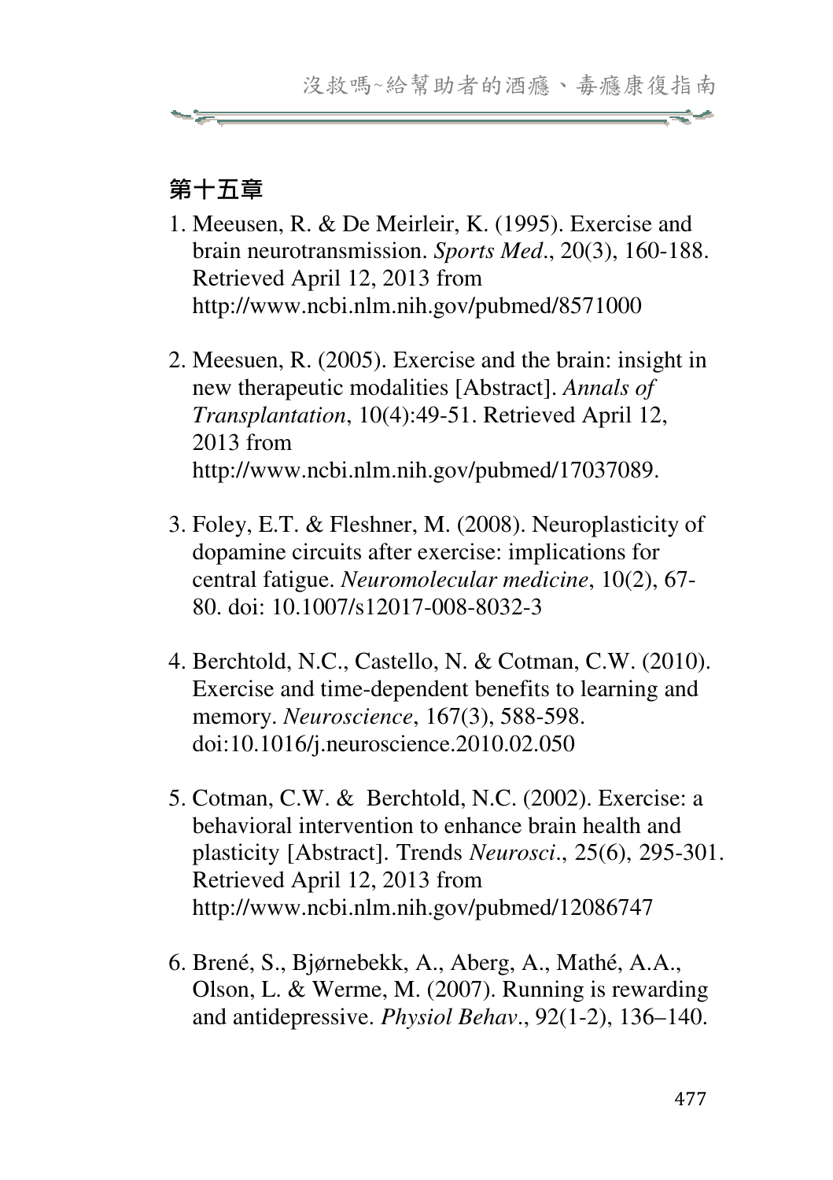## 第十五章

1. Meeusen, R. & De Meirleir, K. (1995). Exercise and brain neurotransmission. *Sports Med.*, 20(3), 160-188. Retrieved April 12, 2013 from http://www.ncbi.nlm.nih.gov/pubmed/8571000

2. Meesuen, R. (2005). Exercise and the brain: insight in new therapeutic modalities [Abstract]. *Annals of Transplantation*, 10(4):49-51. Retrieved April 12, 2013 from http://www.ncbi.nlm.nih.gov/pubmed/17037089.

3. Foley, E.T. & Fleshner, M. (2008). Neuroplasticity of dopamine circuits after exercise: implications for central fatigue. *Neuromolecular medicine*, 10(2), 67-80. doi: 10.1007/s12017-008-8032-3

4. Berchtold, N.C., Castello, N. & Cotman, C.W. (2010). Exercise and time-dependent benefits to learning and memory. *Neuroscience*, 167(3), 588-598. doi:10.1016/j.neuroscience.2010.02.050

5. Cotman, C.W. & Berchtold, N.C. (2002). Exercise: a behavioral intervention to enhance brain health and plasticity [Abstract]. Trends *Neurosci.*, 25(6), 295-301. Retrieved April 12, 2013 from http://www.ncbi.nlm.nih.gov/pubmed/12086747

6. Brené, S., Bjørnebekk, A., Aberg, A., Mathé, A.A., Olson, L. & Werme, M. (2007). Running is rewarding and antidepressive. *Physiol Behav.*, 92(1-2), 136–140.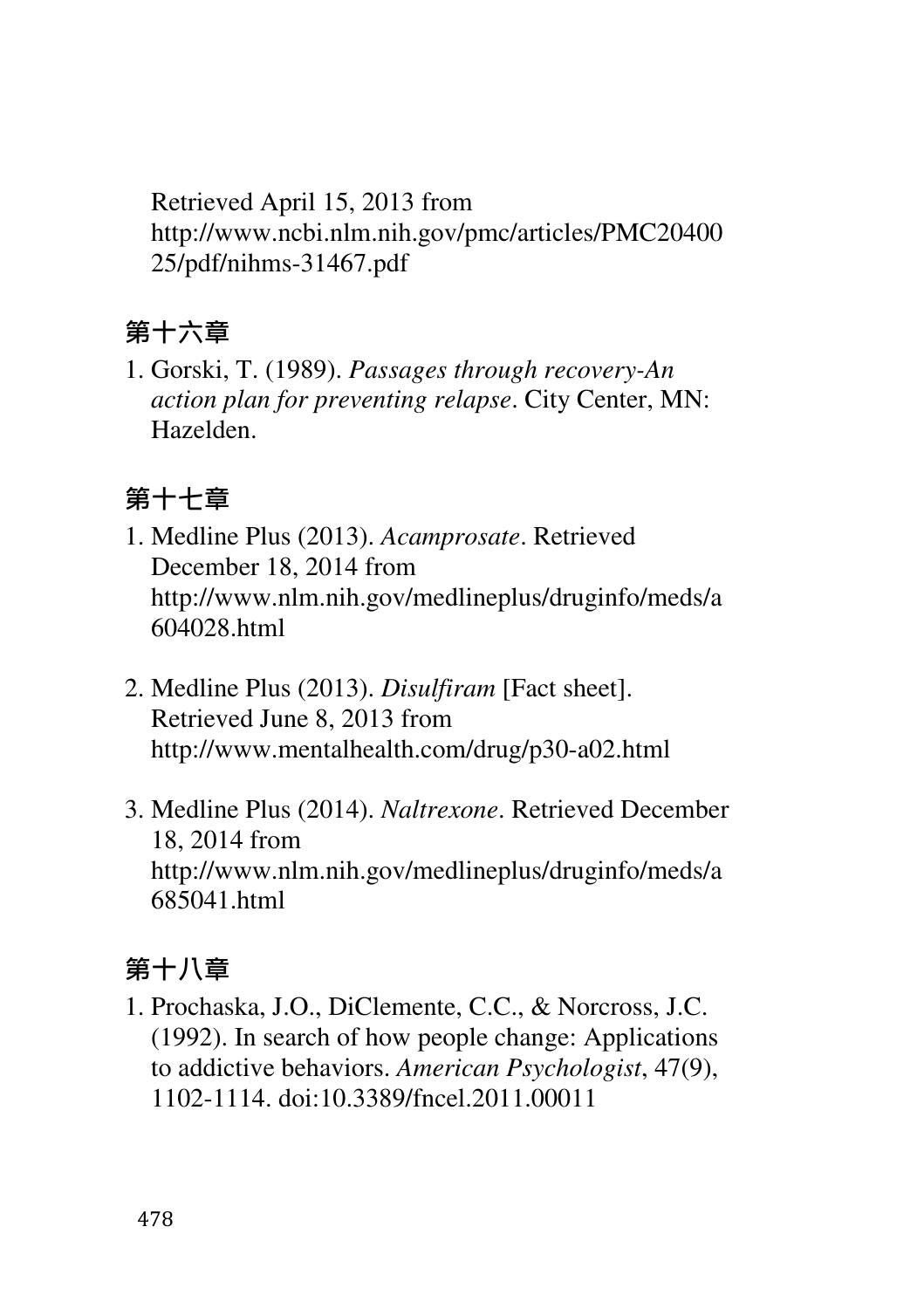Retrieved April 15, 2013 from http://www.ncbi.nlm.nih.gov/pmc/articles/PMC2040025/pdf/nihms-31467.pdf

## 第十六章

1. Gorski, T. (1989). *Passages through recovery-An action plan for preventing relapse*. City Center, MN: Hazelden.

## 第十七章

1. Medline Plus (2013). *Acamprosate*. Retrieved December 18, 2014 from http://www.nlm.nih.gov/medlineplus/druginfo/meds/a604028.html

2. Medline Plus (2013). *Disulfiram* [Fact sheet]. Retrieved June 8, 2013 from http://www.mentalhealth.com/drug/p30-a02.html

3. Medline Plus (2014). *Naltrexone*. Retrieved December 18, 2014 from http://www.nlm.nih.gov/medlineplus/druginfo/meds/a685041.html

## 第十八章

1. Prochaska, J.O., DiClemente, C.C., & Norcross, J.C. (1992). In search of how people change: Applications to addictive behaviors. *American Psychologist*, 47(9), 1102-1114. doi:10.3389/fncel.2011.00011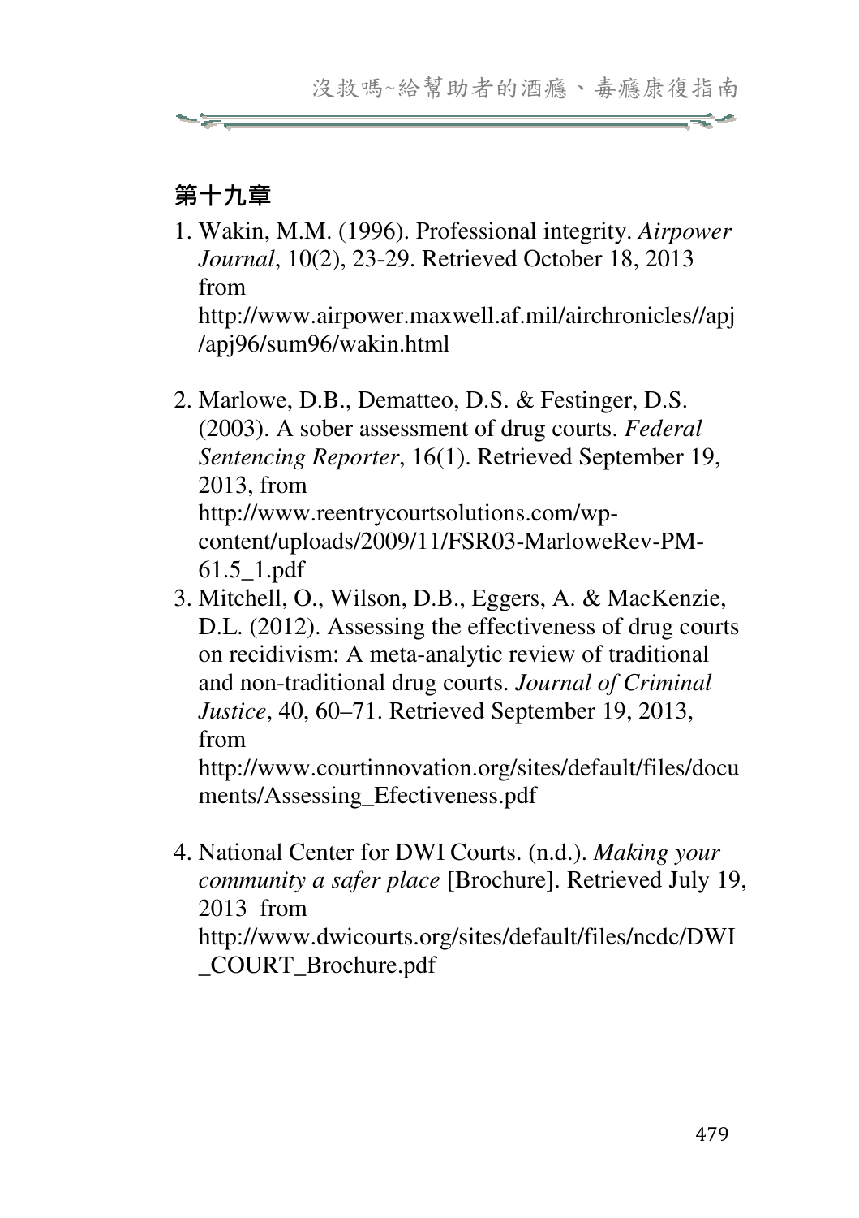## 第十九章

1. Wakin, M.M. (1996). Professional integrity. *Airpower Journal*, 10(2), 23-29. Retrieved October 18, 2013 from http://www.airpower.maxwell.af.mil/airchronicles//apj/apj96/sum96/wakin.html

2. Marlowe, D.B., Dematteo, D.S. & Festinger, D.S. (2003). A sober assessment of drug courts. *Federal Sentencing Reporter*, 16(1). Retrieved September 19, 2013, from http://www.reentrycourtsolutions.com/wp-content/uploads/2009/11/FSR03-MarloweRev-PM-61.5_1.pdf

3. Mitchell, O., Wilson, D.B., Eggers, A. & MacKenzie, D.L. (2012). Assessing the effectiveness of drug courts on recidivism: A meta-analytic review of traditional and non-traditional drug courts. *Journal of Criminal Justice*, 40, 60–71. Retrieved September 19, 2013, from http://www.courtinnovation.org/sites/default/files/documents/Assessing_Efectiveness.pdf

4. National Center for DWI Courts. (n.d.). *Making your community a safer place* [Brochure]. Retrieved July 19, 2013 from http://www.dwicourts.org/sites/default/files/ncdc/DWI_COURT_Brochure.pdf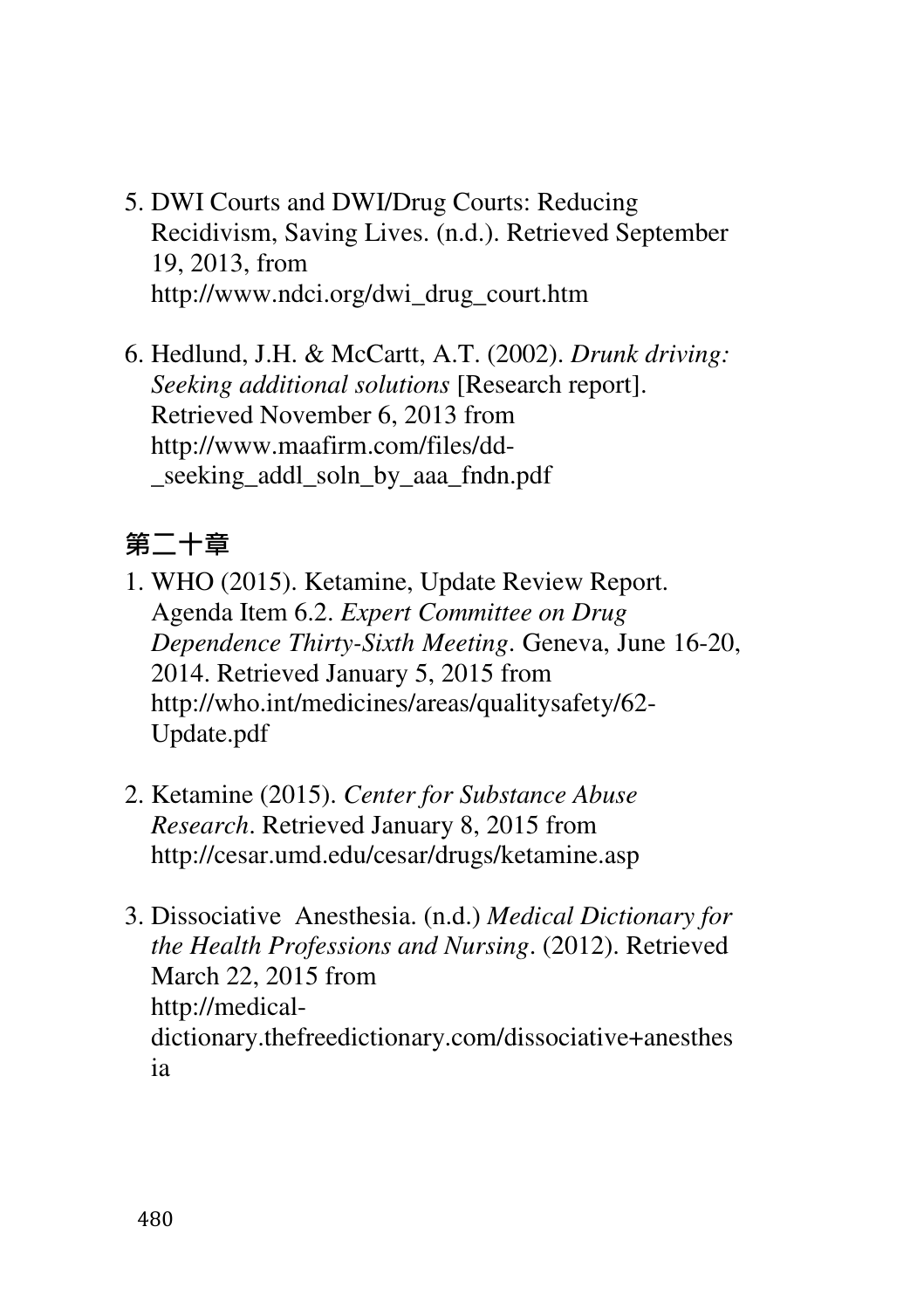5. DWI Courts and DWI/Drug Courts: Reducing Recidivism, Saving Lives. (n.d.). Retrieved September 19, 2013, from http://www.ndci.org/dwi_drug_court.htm

6. Hedlund, J.H. & McCartt, A.T. (2002). *Drunk driving: Seeking additional solutions* [Research report]. Retrieved November 6, 2013 from http://www.maafirm.com/files/dd-_seeking_addl_soln_by_aaa_fndn.pdf

## 第二十章

1. WHO (2015). Ketamine, Update Review Report. Agenda Item 6.2. *Expert Committee on Drug Dependence Thirty-Sixth Meeting*. Geneva, June 16-20, 2014. Retrieved January 5, 2015 from http://who.int/medicines/areas/qualitysafety/62-Update.pdf

2. Ketamine (2015). *Center for Substance Abuse Research*. Retrieved January 8, 2015 from http://cesar.umd.edu/cesar/drugs/ketamine.asp

3. Dissociative  Anesthesia. (n.d.) *Medical Dictionary for the Health Professions and Nursing*. (2012). Retrieved March 22, 2015 from http://medical-dictionary.thefreedictionary.com/dissociative+anesthesia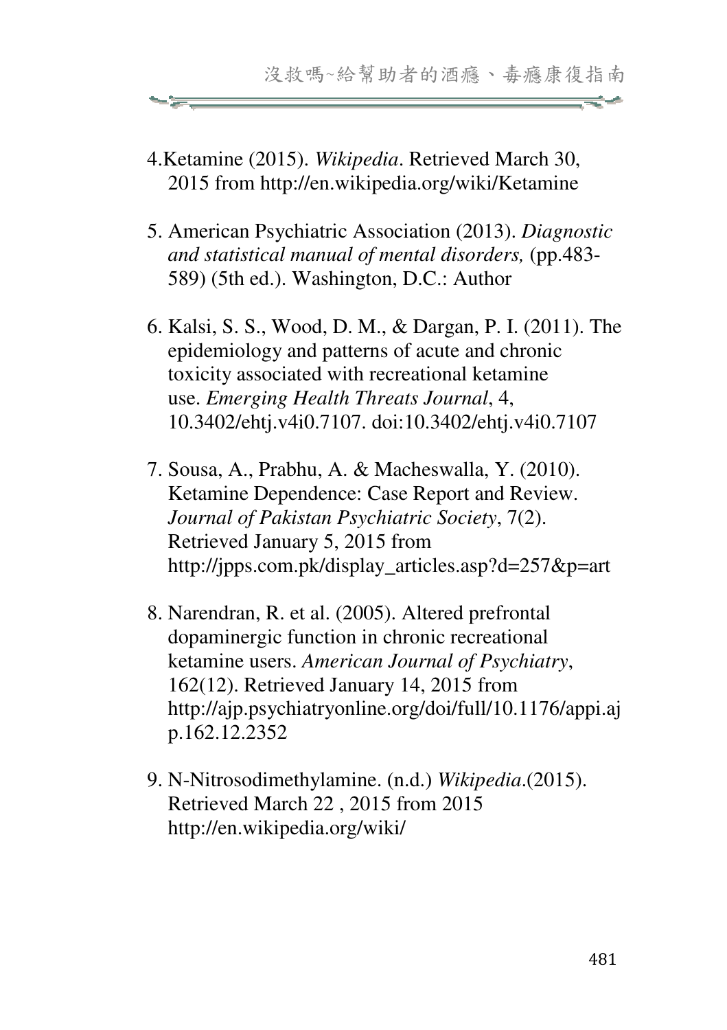4.Ketamine (2015). *Wikipedia*. Retrieved March 30, 2015 from http://en.wikipedia.org/wiki/Ketamine

5. American Psychiatric Association (2013). *Diagnostic and statistical manual of mental disorders,* (pp.483-589) (5th ed.). Washington, D.C.: Author

6. Kalsi, S. S., Wood, D. M., & Dargan, P. I. (2011). The epidemiology and patterns of acute and chronic toxicity associated with recreational ketamine use. *Emerging Health Threats Journal*, 4, 10.3402/ehtj.v4i0.7107. doi:10.3402/ehtj.v4i0.7107

7. Sousa, A., Prabhu, A. & Macheswalla, Y. (2010). Ketamine Dependence: Case Report and Review. *Journal of Pakistan Psychiatric Society*, 7(2). Retrieved January 5, 2015 from http://jpps.com.pk/display_articles.asp?d=257&p=art

8. Narendran, R. et al. (2005). Altered prefrontal dopaminergic function in chronic recreational ketamine users. *American Journal of Psychiatry*, 162(12). Retrieved January 14, 2015 from http://ajp.psychiatryonline.org/doi/full/10.1176/appi.ajp.162.12.2352

9. N-Nitrosodimethylamine. (n.d.) *Wikipedia*.(2015). Retrieved March 22 , 2015 from 2015 http://en.wikipedia.org/wiki/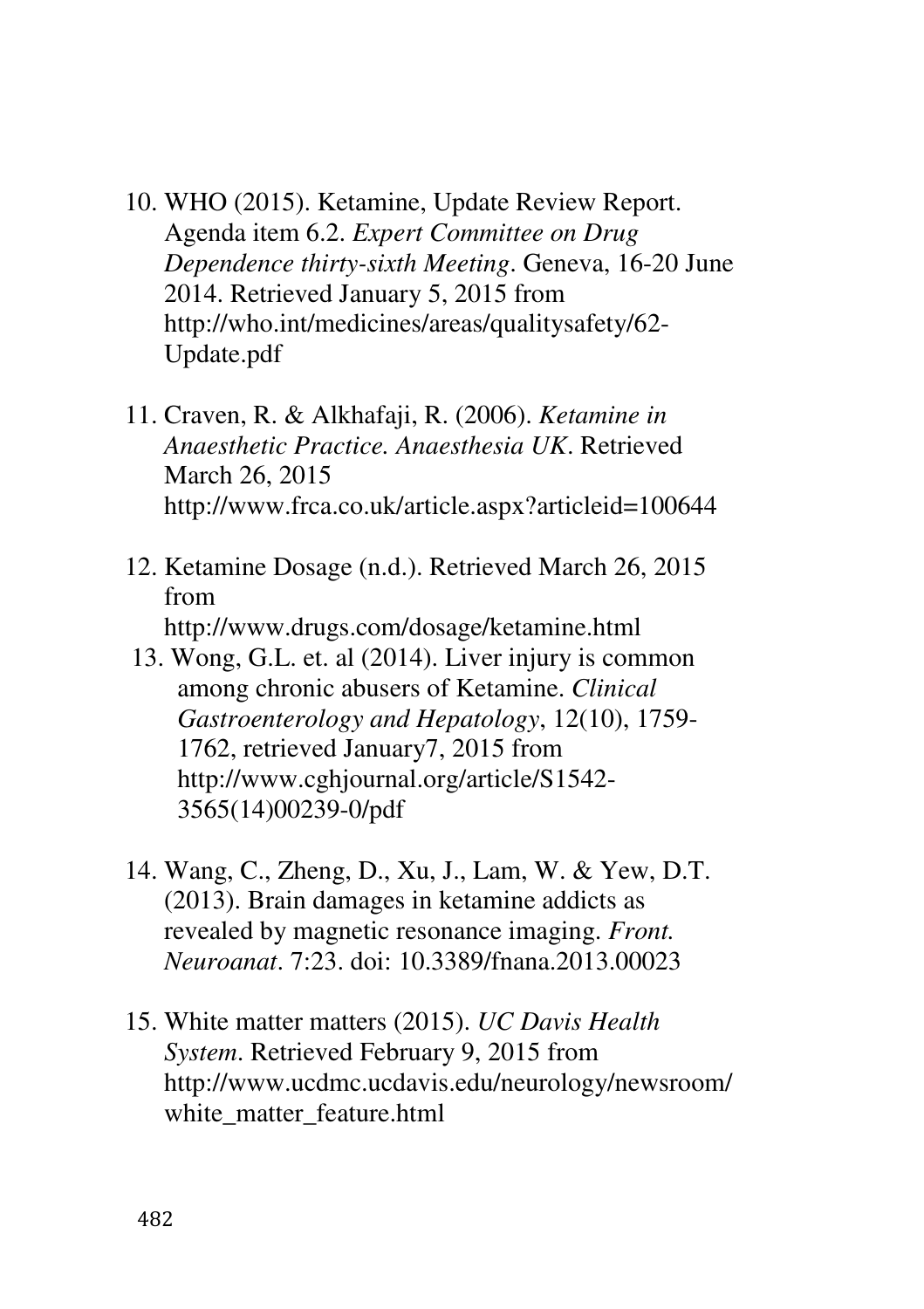10. WHO (2015). Ketamine, Update Review Report. Agenda item 6.2. *Expert Committee on Drug Dependence thirty-sixth Meeting*. Geneva, 16-20 June 2014. Retrieved January 5, 2015 from http://who.int/medicines/areas/qualitysafety/62-Update.pdf

11. Craven, R. & Alkhafaji, R. (2006). *Ketamine in Anaesthetic Practice. Anaesthesia UK*. Retrieved March 26, 2015 http://www.frca.co.uk/article.aspx?articleid=100644

12. Ketamine Dosage (n.d.). Retrieved March 26, 2015 from http://www.drugs.com/dosage/ketamine.html

13. Wong, G.L. et. al (2014). Liver injury is common among chronic abusers of Ketamine. *Clinical Gastroenterology and Hepatology*, 12(10), 1759-1762, retrieved January7, 2015 from http://www.cghjournal.org/article/S1542-3565(14)00239-0/pdf

14. Wang, C., Zheng, D., Xu, J., Lam, W. & Yew, D.T. (2013). Brain damages in ketamine addicts as revealed by magnetic resonance imaging. *Front. Neuroanat*. 7:23. doi: 10.3389/fnana.2013.00023

15. White matter matters (2015). *UC Davis Health System*. Retrieved February 9, 2015 from http://www.ucdmc.ucdavis.edu/neurology/newsroom/white_matter_feature.html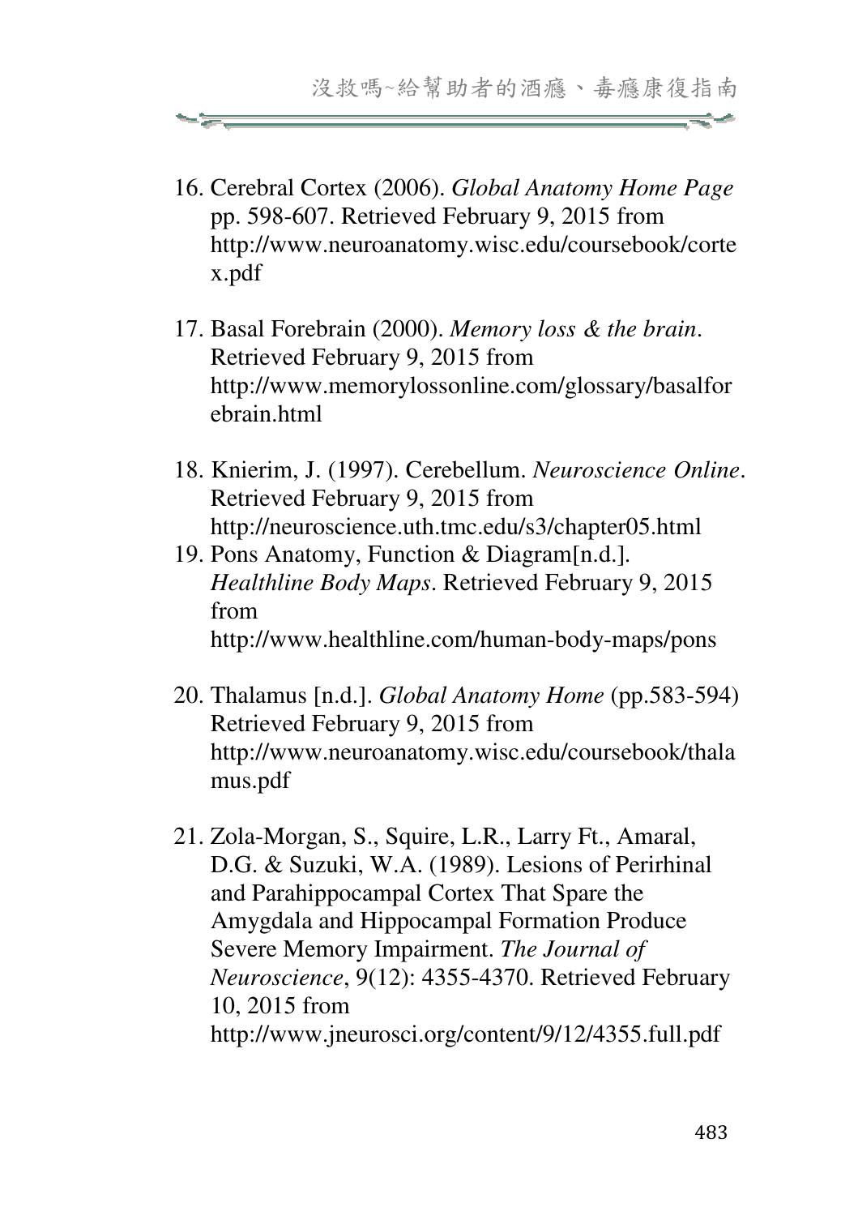16. Cerebral Cortex (2006). *Global Anatomy Home Page* pp. 598-607. Retrieved February 9, 2015 from http://www.neuroanatomy.wisc.edu/coursebook/cortex.pdf

17. Basal Forebrain (2000). *Memory loss & the brain*. Retrieved February 9, 2015 from http://www.memorylossonline.com/glossary/basalforebrain.html

18. Knierim, J. (1997). Cerebellum. *Neuroscience Online*. Retrieved February 9, 2015 from http://neuroscience.uth.tmc.edu/s3/chapter05.html

19. Pons Anatomy, Function & Diagram[n.d.]. *Healthline Body Maps*. Retrieved February 9, 2015 from http://www.healthline.com/human-body-maps/pons

20. Thalamus [n.d.]. *Global Anatomy Home* (pp.583-594) Retrieved February 9, 2015 from http://www.neuroanatomy.wisc.edu/coursebook/thalamus.pdf

21. Zola-Morgan, S., Squire, L.R., Larry Ft., Amaral, D.G. & Suzuki, W.A. (1989). Lesions of Perirhinal and Parahippocampal Cortex That Spare the Amygdala and Hippocampal Formation Produce Severe Memory Impairment. *The Journal of Neuroscience*, 9(12): 4355-4370. Retrieved February 10, 2015 from http://www.jneurosci.org/content/9/12/4355.full.pdf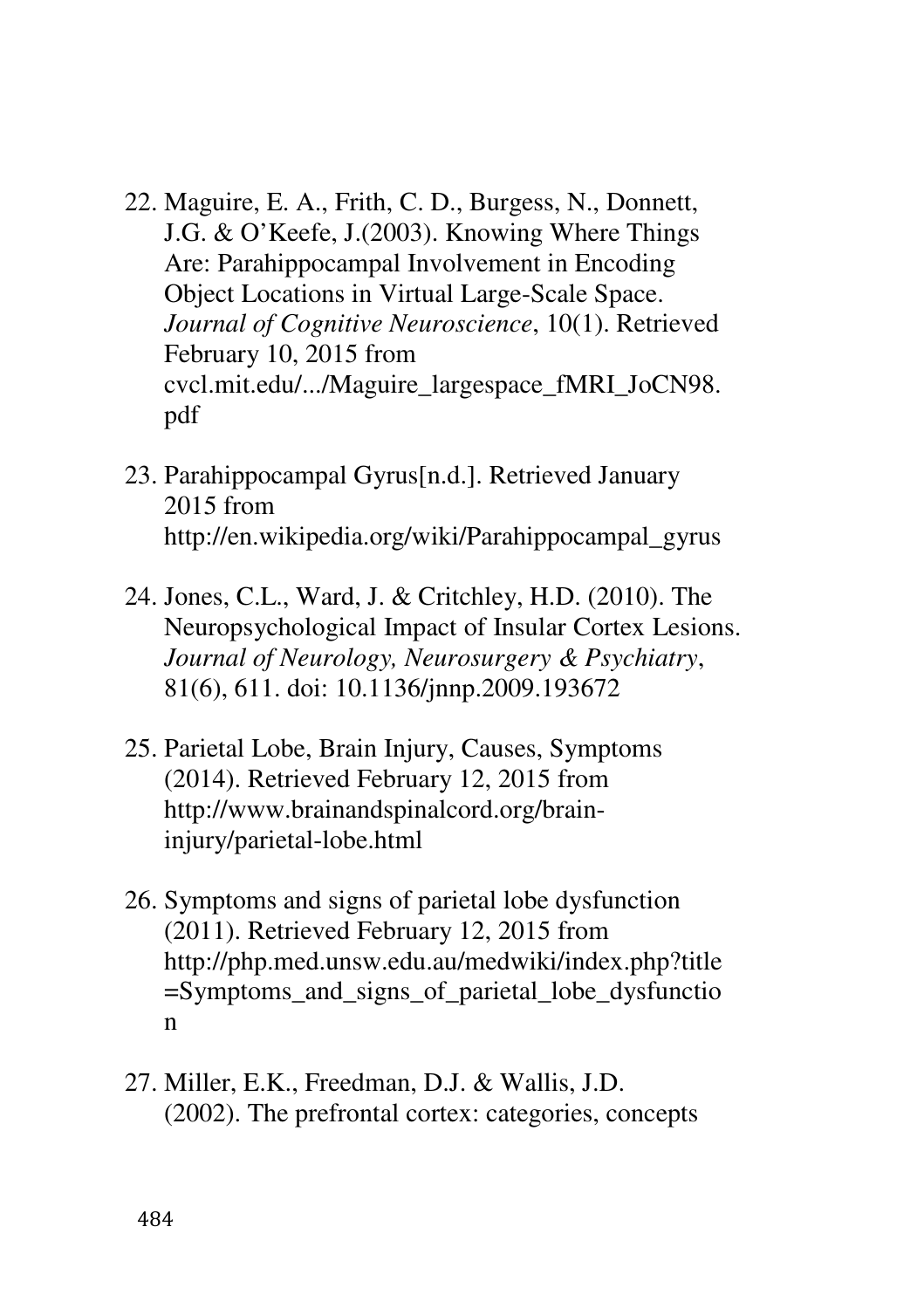22. Maguire, E. A., Frith, C. D., Burgess, N., Donnett, J.G. & O'Keefe, J.(2003). Knowing Where Things Are: Parahippocampal Involvement in Encoding Object Locations in Virtual Large-Scale Space. *Journal of Cognitive Neuroscience*, 10(1). Retrieved February 10, 2015 from cvcl.mit.edu/.../Maguire_largespace_fMRI_JoCN98.pdf

23. Parahippocampal Gyrus[n.d.]. Retrieved January 2015 from http://en.wikipedia.org/wiki/Parahippocampal_gyrus

24. Jones, C.L., Ward, J. & Critchley, H.D. (2010). The Neuropsychological Impact of Insular Cortex Lesions. *Journal of Neurology, Neurosurgery & Psychiatry*, 81(6), 611. doi: 10.1136/jnnp.2009.193672

25. Parietal Lobe, Brain Injury, Causes, Symptoms (2014). Retrieved February 12, 2015 from http://www.brainandspinalcord.org/brain-injury/parietal-lobe.html

26. Symptoms and signs of parietal lobe dysfunction (2011). Retrieved February 12, 2015 from http://php.med.unsw.edu.au/medwiki/index.php?title=Symptoms_and_signs_of_parietal_lobe_dysfunction

27. Miller, E.K., Freedman, D.J. & Wallis, J.D. (2002). The prefrontal cortex: categories, concepts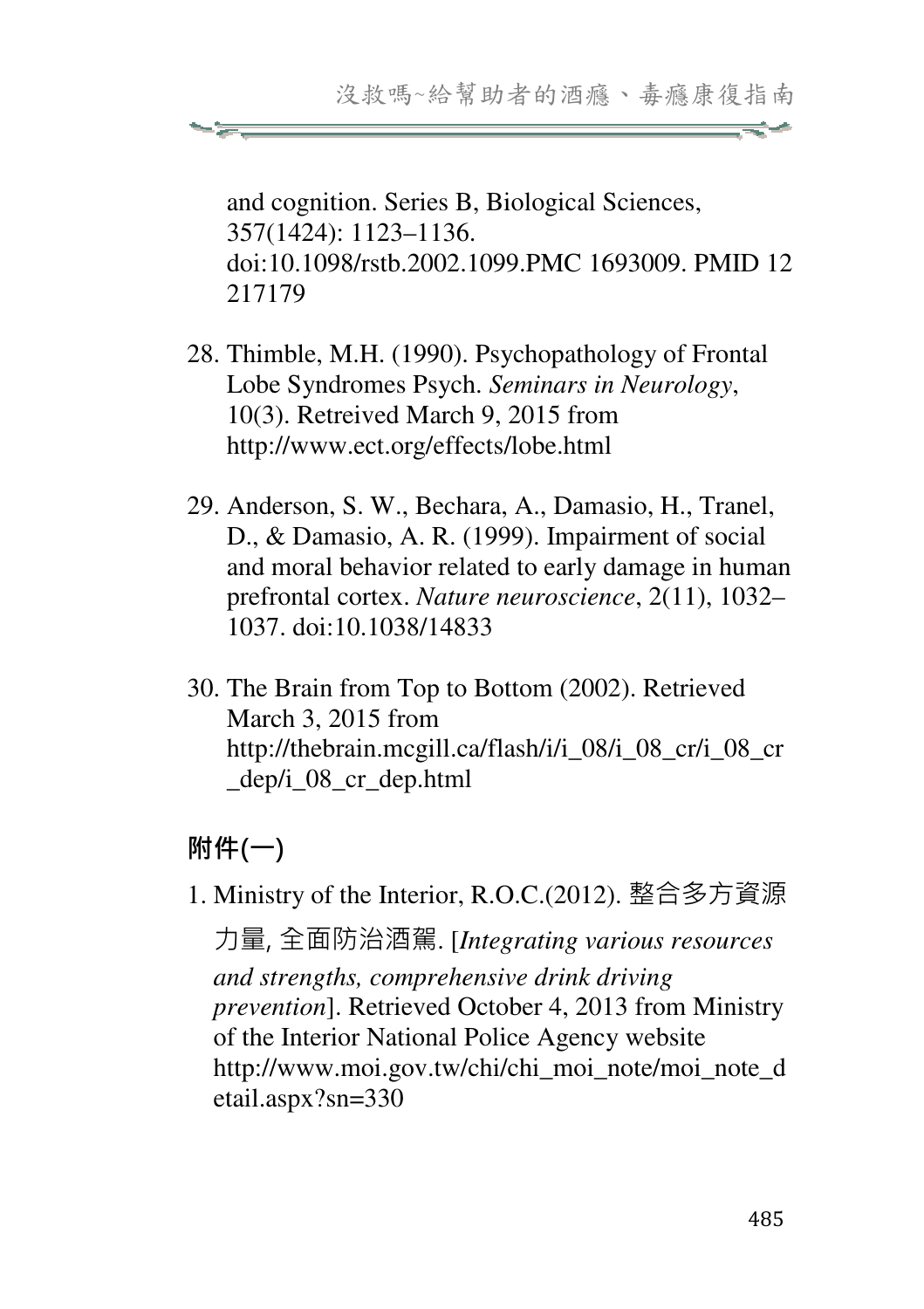and cognition. Series B, Biological Sciences, 357(1424): 1123–1136. doi:10.1098/rstb.2002.1099.PMC 1693009. PMID 12217179

28. Thimble, M.H. (1990). Psychopathology of Frontal Lobe Syndromes Psych. *Seminars in Neurology*, 10(3). Retreived March 9, 2015 from http://www.ect.org/effects/lobe.html

29. Anderson, S. W., Bechara, A., Damasio, H., Tranel, D., & Damasio, A. R. (1999). Impairment of social and moral behavior related to early damage in human prefrontal cortex. *Nature neuroscience*, 2(11), 1032–1037. doi:10.1038/14833

30. The Brain from Top to Bottom (2002). Retrieved March 3, 2015 from http://thebrain.mcgill.ca/flash/i/i_08/i_08_cr/i_08_cr_dep/i_08_cr_dep.html

## 附件(一)

1. Ministry of the Interior, R.O.C.(2012). 整合多方資源力量, 全面防治酒駕. [*Integrating various resources and strengths, comprehensive drink driving prevention*]. Retrieved October 4, 2013 from Ministry of the Interior National Police Agency website http://www.moi.gov.tw/chi/chi_moi_note/moi_note_detail.aspx?sn=330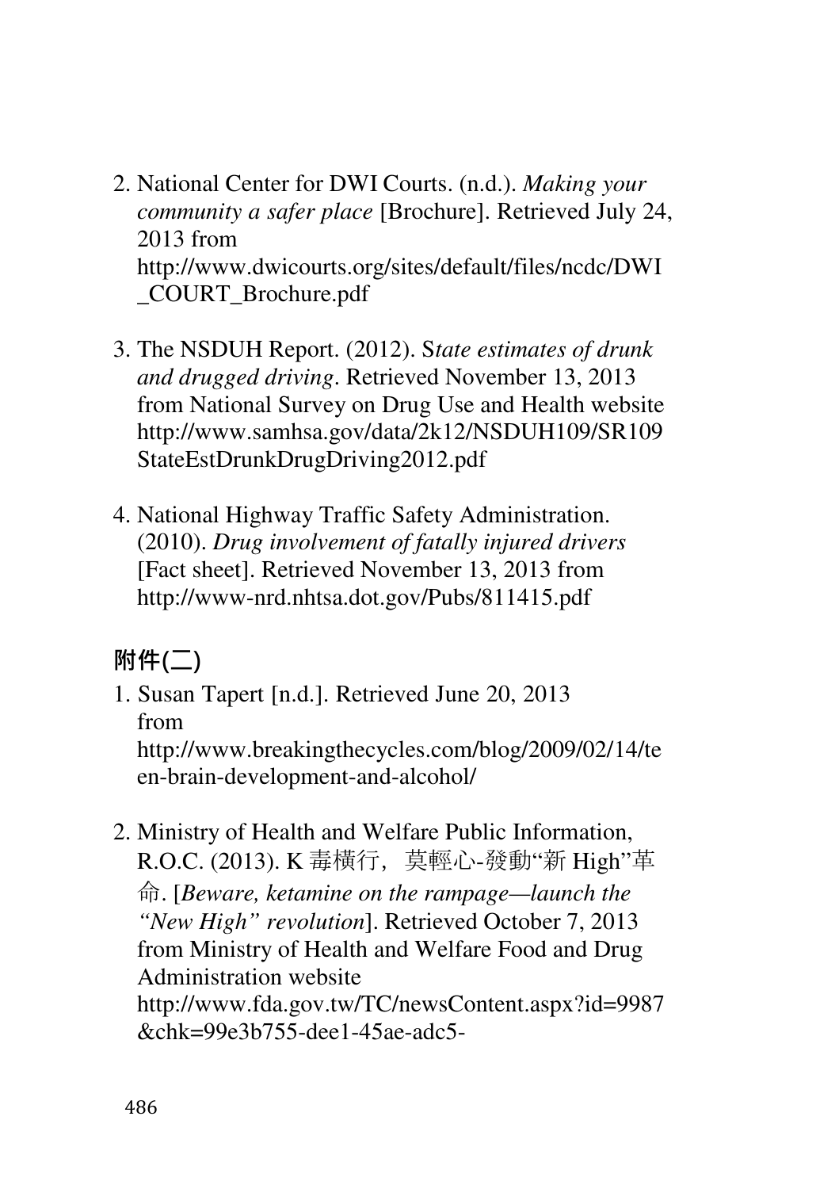2. National Center for DWI Courts. (n.d.). *Making your community a safer place* [Brochure]. Retrieved July 24, 2013 from http://www.dwicourts.org/sites/default/files/ncdc/DWI_COURT_Brochure.pdf

3. The NSDUH Report. (2012). S*tate estimates of drunk and drugged driving*. Retrieved November 13, 2013 from National Survey on Drug Use and Health website http://www.samhsa.gov/data/2k12/NSDUH109/SR109StateEstDrunkDrugDriving2012.pdf

4. National Highway Traffic Safety Administration. (2010). *Drug involvement of fatally injured drivers* [Fact sheet]. Retrieved November 13, 2013 from http://www-nrd.nhtsa.dot.gov/Pubs/811415.pdf

**附件(二)**

1. Susan Tapert [n.d.]. Retrieved June 20, 2013 from http://www.breakingthecycles.com/blog/2009/02/14/teen-brain-development-and-alcohol/

2. Ministry of Health and Welfare Public Information, R.O.C. (2013). K 毒橫行，莫輕心-發動"新 High"革命. [*Beware, ketamine on the rampage—launch the "New High" revolution*]. Retrieved October 7, 2013 from Ministry of Health and Welfare Food and Drug Administration website http://www.fda.gov.tw/TC/newsContent.aspx?id=9987&chk=99e3b755-dee1-45ae-adc5-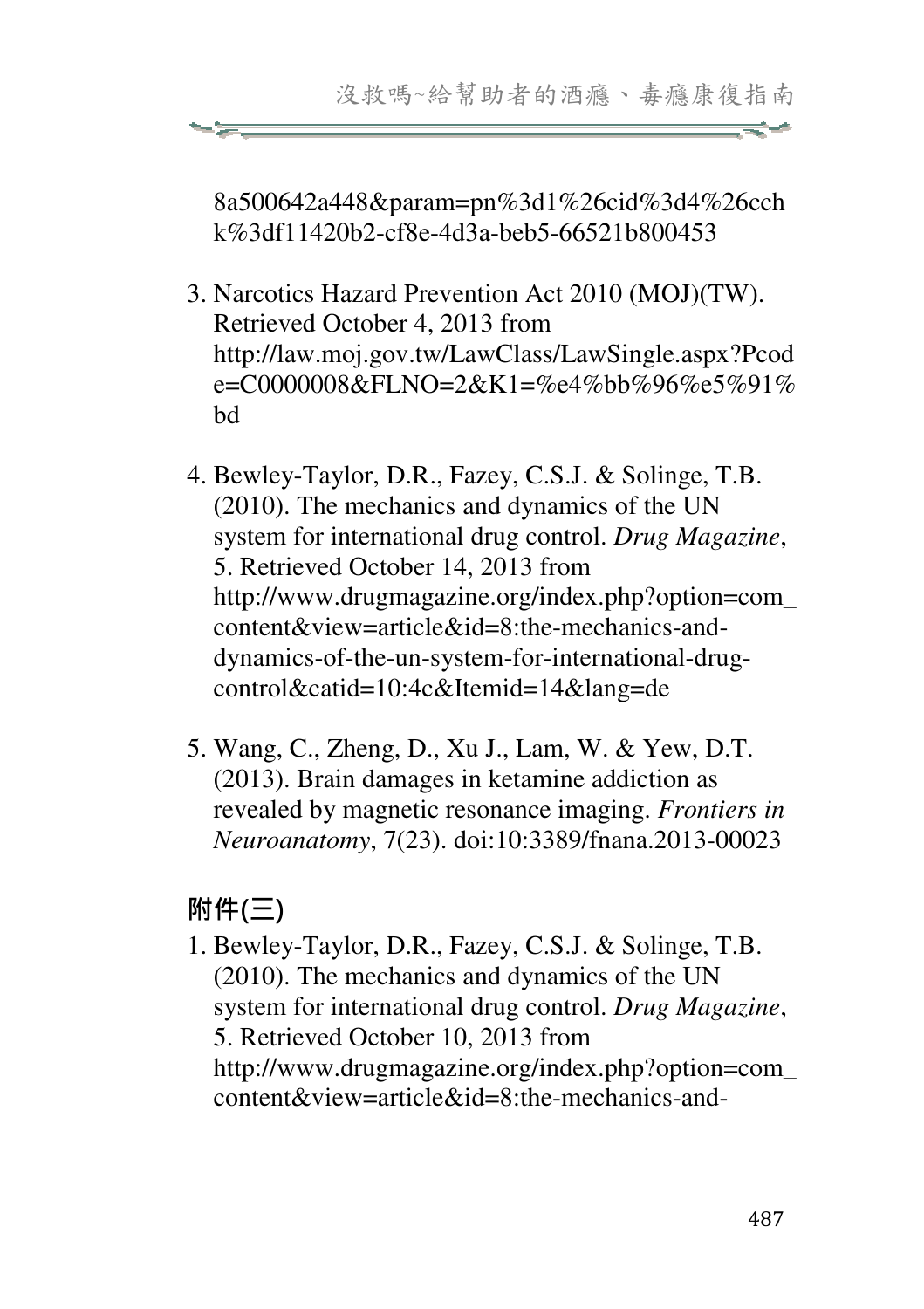8a500642a448&param=pn%3d1%26cid%3d4%26cchk%3df11420b2-cf8e-4d3a-beb5-66521b800453

3. Narcotics Hazard Prevention Act 2010 (MOJ)(TW). Retrieved October 4, 2013 from http://law.moj.gov.tw/LawClass/LawSingle.aspx?Pcode=C0000008&FLNO=2&K1=%e4%bb%96%e5%91%bd

4. Bewley-Taylor, D.R., Fazey, C.S.J. & Solinge, T.B. (2010). The mechanics and dynamics of the UN system for international drug control. *Drug Magazine*, 5. Retrieved October 14, 2013 from http://www.drugmagazine.org/index.php?option=com_content&view=article&id=8:the-mechanics-and-dynamics-of-the-un-system-for-international-drug-control&catid=10:4c&Itemid=14&lang=de

5. Wang, C., Zheng, D., Xu J., Lam, W. & Yew, D.T. (2013). Brain damages in ketamine addiction as revealed by magnetic resonance imaging. *Frontiers in Neuroanatomy*, 7(23). doi:10:3389/fnana.2013-00023

## 附件(三)

1. Bewley-Taylor, D.R., Fazey, C.S.J. & Solinge, T.B. (2010). The mechanics and dynamics of the UN system for international drug control. *Drug Magazine*, 5. Retrieved October 10, 2013 from http://www.drugmagazine.org/index.php?option=com_content&view=article&id=8:the-mechanics-and-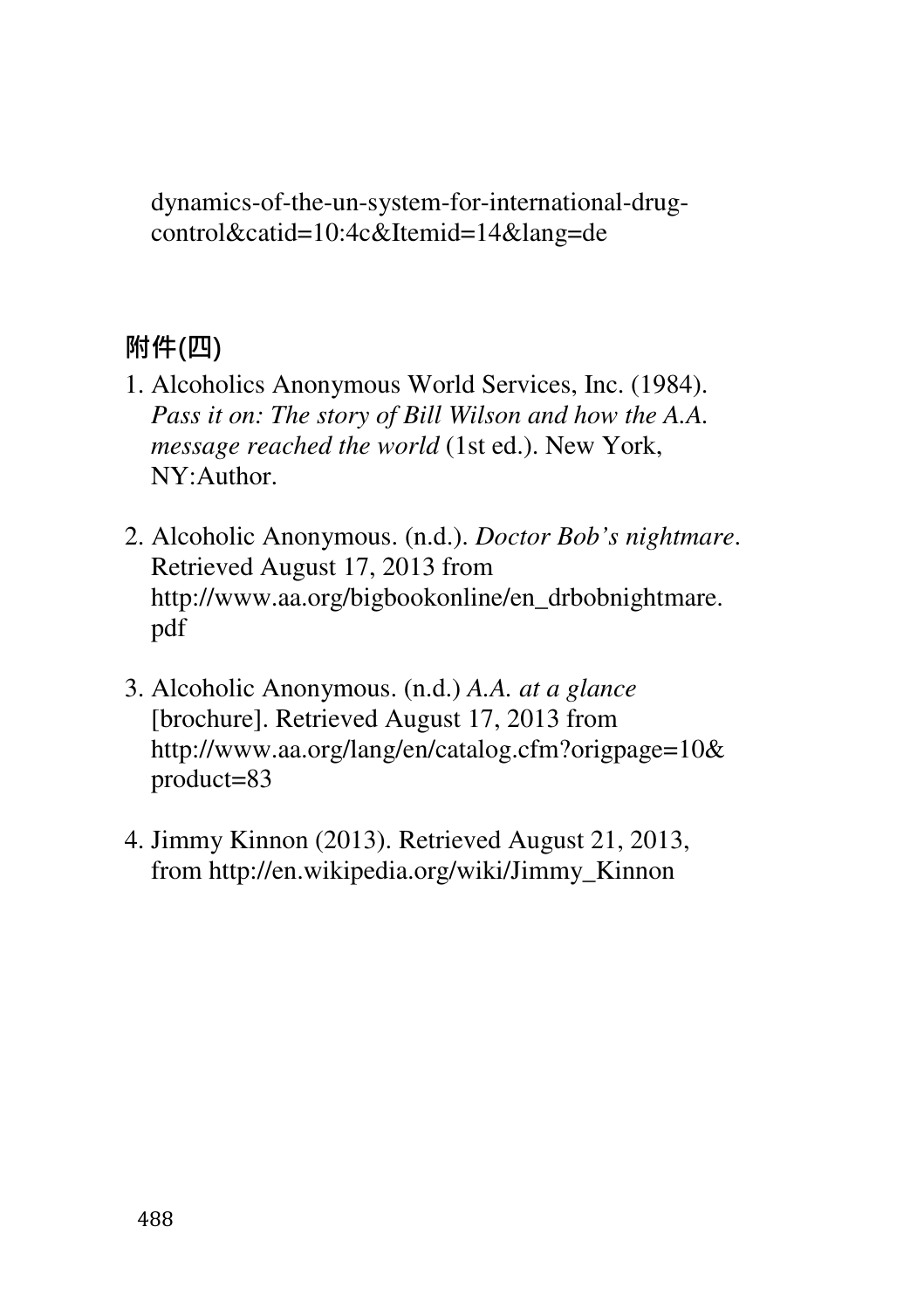dynamics-of-the-un-system-for-international-drug-control&catid=10:4c&Itemid=14&lang=de

## 附件(四)

1. Alcoholics Anonymous World Services, Inc. (1984). *Pass it on: The story of Bill Wilson and how the A.A. message reached the world* (1st ed.). New York, NY:Author.

2. Alcoholic Anonymous. (n.d.). *Doctor Bob's nightmare*. Retrieved August 17, 2013 from http://www.aa.org/bigbookonline/en_drbobnightmare.pdf

3. Alcoholic Anonymous. (n.d.) *A.A. at a glance* [brochure]. Retrieved August 17, 2013 from http://www.aa.org/lang/en/catalog.cfm?origpage=10&product=83

4. Jimmy Kinnon (2013). Retrieved August 21, 2013, from http://en.wikipedia.org/wiki/Jimmy_Kinnon